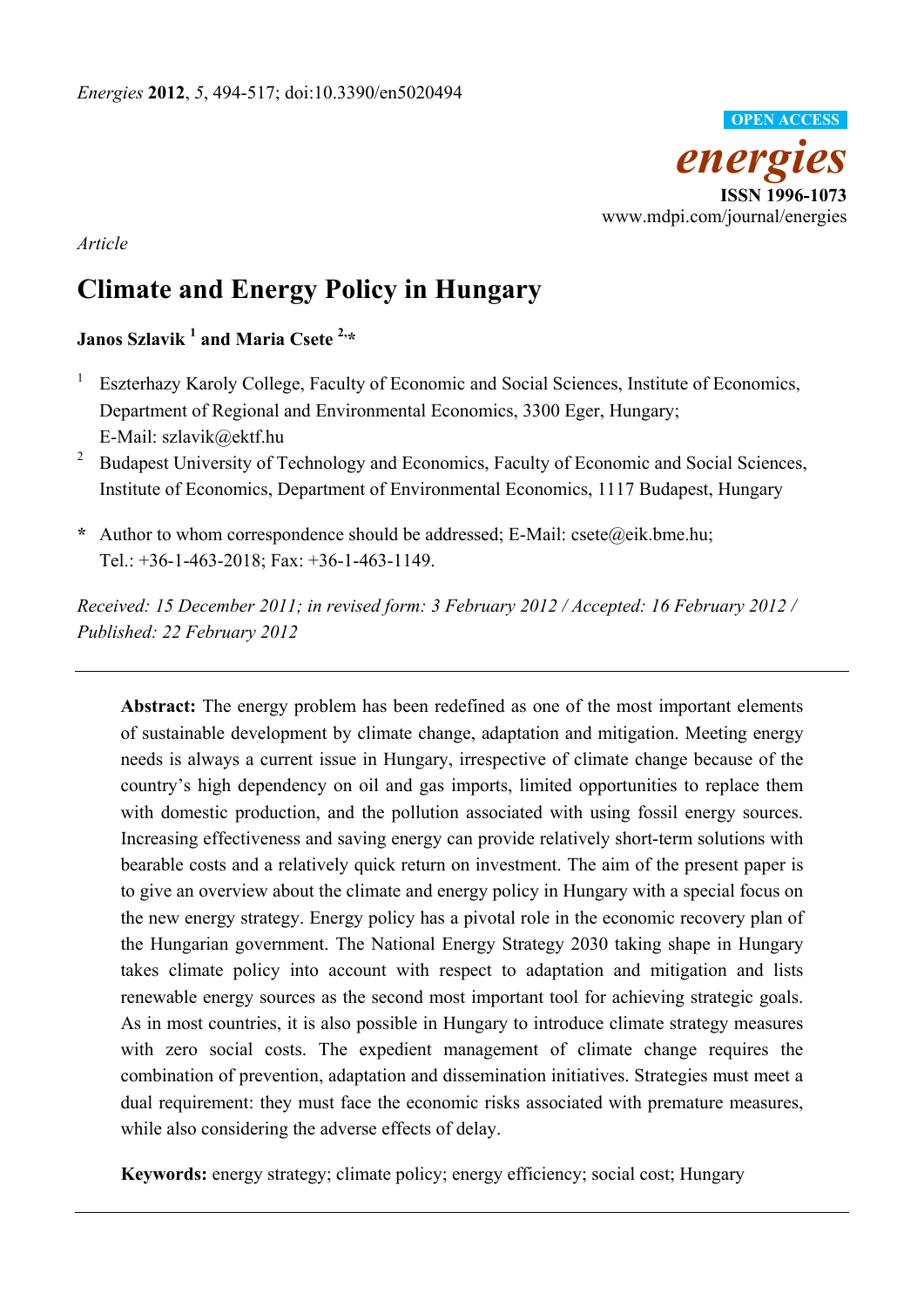*Article*

# Climate and Energy Policy in Hungary

**Janos Szlavik [1] and Maria Csete [2,]***

[1] Eszterhazy Karoly College, Faculty of Economic and Social Sciences, Institute of Economics, Department of Regional and Environmental Economics, 3300 Eger, Hungary; E-Mail: szlavik@ektf.hu

[2] Budapest University of Technology and Economics, Faculty of Economic and Social Sciences, Institute of Economics, Department of Environmental Economics, 1117 Budapest, Hungary

* Author to whom correspondence should be addressed; E-Mail: csete@eik.bme.hu; Tel.: +36-1-463-2018; Fax: +36-1-463-1149.

*Received: 15 December 2011; in revised form: 3 February 2012 / Accepted: 16 February 2012 / Published: 22 February 2012*

---

**Abstract:** The energy problem has been redefined as one of the most important elements of sustainable development by climate change, adaptation and mitigation. Meeting energy needs is always a current issue in Hungary, irrespective of climate change because of the country's high dependency on oil and gas imports, limited opportunities to replace them with domestic production, and the pollution associated with using fossil energy sources. Increasing effectiveness and saving energy can provide relatively short-term solutions with bearable costs and a relatively quick return on investment. The aim of the present paper is to give an overview about the climate and energy policy in Hungary with a special focus on the new energy strategy. Energy policy has a pivotal role in the economic recovery plan of the Hungarian government. The National Energy Strategy 2030 taking shape in Hungary takes climate policy into account with respect to adaptation and mitigation and lists renewable energy sources as the second most important tool for achieving strategic goals. As in most countries, it is also possible in Hungary to introduce climate strategy measures with zero social costs. The expedient management of climate change requires the combination of prevention, adaptation and dissemination initiatives. Strategies must meet a dual requirement: they must face the economic risks associated with premature measures, while also considering the adverse effects of delay.

**Keywords:** energy strategy; climate policy; energy efficiency; social cost; Hungary

---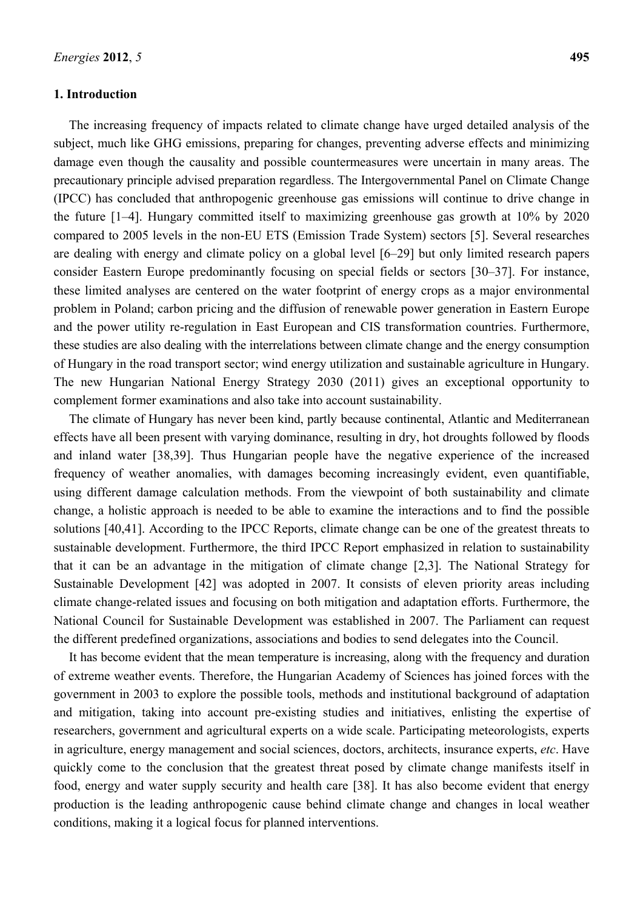## 1. Introduction

The increasing frequency of impacts related to climate change have urged detailed analysis of the subject, much like GHG emissions, preparing for changes, preventing adverse effects and minimizing damage even though the causality and possible countermeasures were uncertain in many areas. The precautionary principle advised preparation regardless. The Intergovernmental Panel on Climate Change (IPCC) has concluded that anthropogenic greenhouse gas emissions will continue to drive change in the future [1–4]. Hungary committed itself to maximizing greenhouse gas growth at 10% by 2020 compared to 2005 levels in the non-EU ETS (Emission Trade System) sectors [5]. Several researches are dealing with energy and climate policy on a global level [6–29] but only limited research papers consider Eastern Europe predominantly focusing on special fields or sectors [30–37]. For instance, these limited analyses are centered on the water footprint of energy crops as a major environmental problem in Poland; carbon pricing and the diffusion of renewable power generation in Eastern Europe and the power utility re-regulation in East European and CIS transformation countries. Furthermore, these studies are also dealing with the interrelations between climate change and the energy consumption of Hungary in the road transport sector; wind energy utilization and sustainable agriculture in Hungary. The new Hungarian National Energy Strategy 2030 (2011) gives an exceptional opportunity to complement former examinations and also take into account sustainability.

The climate of Hungary has never been kind, partly because continental, Atlantic and Mediterranean effects have all been present with varying dominance, resulting in dry, hot droughts followed by floods and inland water [38,39]. Thus Hungarian people have the negative experience of the increased frequency of weather anomalies, with damages becoming increasingly evident, even quantifiable, using different damage calculation methods. From the viewpoint of both sustainability and climate change, a holistic approach is needed to be able to examine the interactions and to find the possible solutions [40,41]. According to the IPCC Reports, climate change can be one of the greatest threats to sustainable development. Furthermore, the third IPCC Report emphasized in relation to sustainability that it can be an advantage in the mitigation of climate change [2,3]. The National Strategy for Sustainable Development [42] was adopted in 2007. It consists of eleven priority areas including climate change-related issues and focusing on both mitigation and adaptation efforts. Furthermore, the National Council for Sustainable Development was established in 2007. The Parliament can request the different predefined organizations, associations and bodies to send delegates into the Council.

It has become evident that the mean temperature is increasing, along with the frequency and duration of extreme weather events. Therefore, the Hungarian Academy of Sciences has joined forces with the government in 2003 to explore the possible tools, methods and institutional background of adaptation and mitigation, taking into account pre-existing studies and initiatives, enlisting the expertise of researchers, government and agricultural experts on a wide scale. Participating meteorologists, experts in agriculture, energy management and social sciences, doctors, architects, insurance experts, *etc*. Have quickly come to the conclusion that the greatest threat posed by climate change manifests itself in food, energy and water supply security and health care [38]. It has also become evident that energy production is the leading anthropogenic cause behind climate change and changes in local weather conditions, making it a logical focus for planned interventions.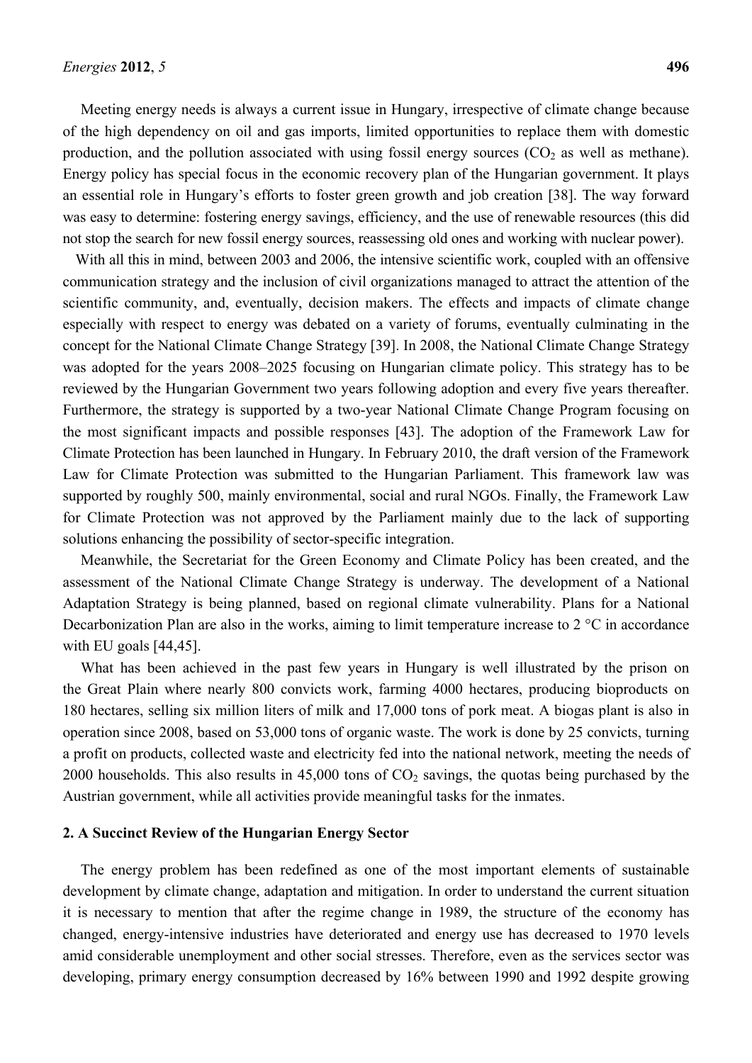Meeting energy needs is always a current issue in Hungary, irrespective of climate change because of the high dependency on oil and gas imports, limited opportunities to replace them with domestic production, and the pollution associated with using fossil energy sources ($CO_2$ as well as methane). Energy policy has special focus in the economic recovery plan of the Hungarian government. It plays an essential role in Hungary's efforts to foster green growth and job creation [38]. The way forward was easy to determine: fostering energy savings, efficiency, and the use of renewable resources (this did not stop the search for new fossil energy sources, reassessing old ones and working with nuclear power).

With all this in mind, between 2003 and 2006, the intensive scientific work, coupled with an offensive communication strategy and the inclusion of civil organizations managed to attract the attention of the scientific community, and, eventually, decision makers. The effects and impacts of climate change especially with respect to energy was debated on a variety of forums, eventually culminating in the concept for the National Climate Change Strategy [39]. In 2008, the National Climate Change Strategy was adopted for the years 2008–2025 focusing on Hungarian climate policy. This strategy has to be reviewed by the Hungarian Government two years following adoption and every five years thereafter. Furthermore, the strategy is supported by a two-year National Climate Change Program focusing on the most significant impacts and possible responses [43]. The adoption of the Framework Law for Climate Protection has been launched in Hungary. In February 2010, the draft version of the Framework Law for Climate Protection was submitted to the Hungarian Parliament. This framework law was supported by roughly 500, mainly environmental, social and rural NGOs. Finally, the Framework Law for Climate Protection was not approved by the Parliament mainly due to the lack of supporting solutions enhancing the possibility of sector-specific integration.

Meanwhile, the Secretariat for the Green Economy and Climate Policy has been created, and the assessment of the National Climate Change Strategy is underway. The development of a National Adaptation Strategy is being planned, based on regional climate vulnerability. Plans for a National Decarbonization Plan are also in the works, aiming to limit temperature increase to 2 °C in accordance with EU goals [44,45].

What has been achieved in the past few years in Hungary is well illustrated by the prison on the Great Plain where nearly 800 convicts work, farming 4000 hectares, producing bioproducts on 180 hectares, selling six million liters of milk and 17,000 tons of pork meat. A biogas plant is also in operation since 2008, based on 53,000 tons of organic waste. The work is done by 25 convicts, turning a profit on products, collected waste and electricity fed into the national network, meeting the needs of 2000 households. This also results in 45,000 tons of $CO_2$ savings, the quotas being purchased by the Austrian government, while all activities provide meaningful tasks for the inmates.

## 2. A Succinct Review of the Hungarian Energy Sector

The energy problem has been redefined as one of the most important elements of sustainable development by climate change, adaptation and mitigation. In order to understand the current situation it is necessary to mention that after the regime change in 1989, the structure of the economy has changed, energy-intensive industries have deteriorated and energy use has decreased to 1970 levels amid considerable unemployment and other social stresses. Therefore, even as the services sector was developing, primary energy consumption decreased by 16% between 1990 and 1992 despite growing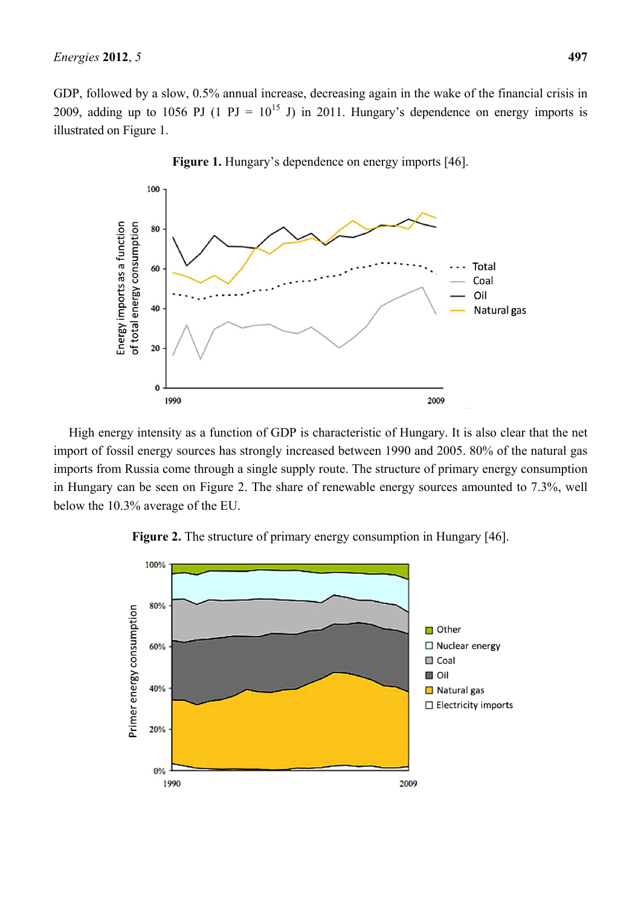GDP, followed by a slow, 0.5% annual increase, decreasing again in the wake of the financial crisis in 2009, adding up to 1056 PJ (1 PJ = $10^{15}$ J) in 2011. Hungary's dependence on energy imports is illustrated on Figure 1.

**Figure 1.** Hungary's dependence on energy imports [46].

High energy intensity as a function of GDP is characteristic of Hungary. It is also clear that the net import of fossil energy sources has strongly increased between 1990 and 2005. 80% of the natural gas imports from Russia come through a single supply route. The structure of primary energy consumption in Hungary can be seen on Figure 2. The share of renewable energy sources amounted to 7.3%, well below the 10.3% average of the EU.

**Figure 2.** The structure of primary energy consumption in Hungary [46].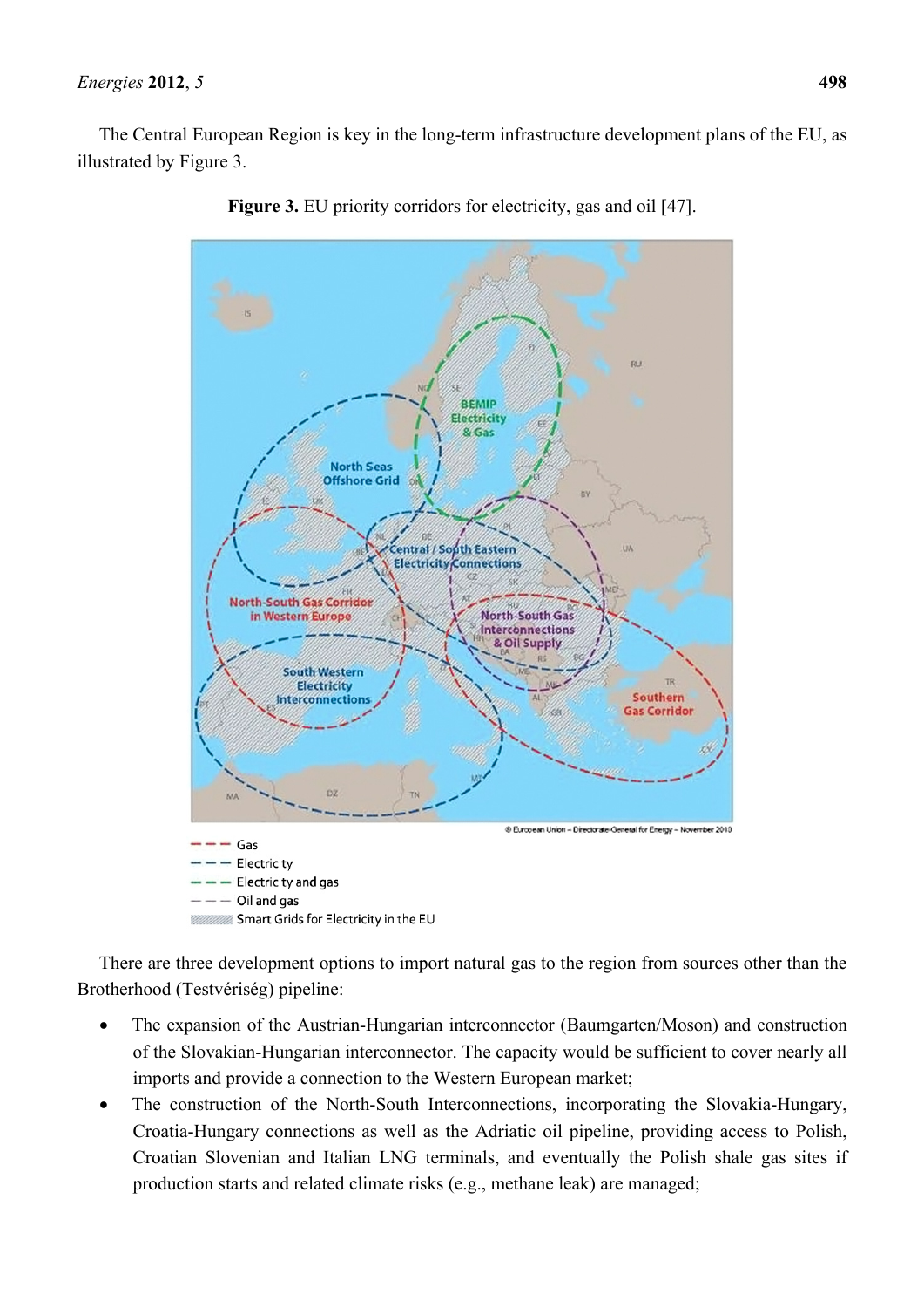The Central European Region is key in the long-term infrastructure development plans of the EU, as illustrated by Figure 3.

**Figure 3.** EU priority corridors for electricity, gas and oil [47].

There are three development options to import natural gas to the region from sources other than the Brotherhood (Testvériség) pipeline:

- The expansion of the Austrian-Hungarian interconnector (Baumgarten/Moson) and construction of the Slovakian-Hungarian interconnector. The capacity would be sufficient to cover nearly all imports and provide a connection to the Western European market;
- The construction of the North-South Interconnections, incorporating the Slovakia-Hungary, Croatia-Hungary connections as well as the Adriatic oil pipeline, providing access to Polish, Croatian Slovenian and Italian LNG terminals, and eventually the Polish shale gas sites if production starts and related climate risks (e.g., methane leak) are managed;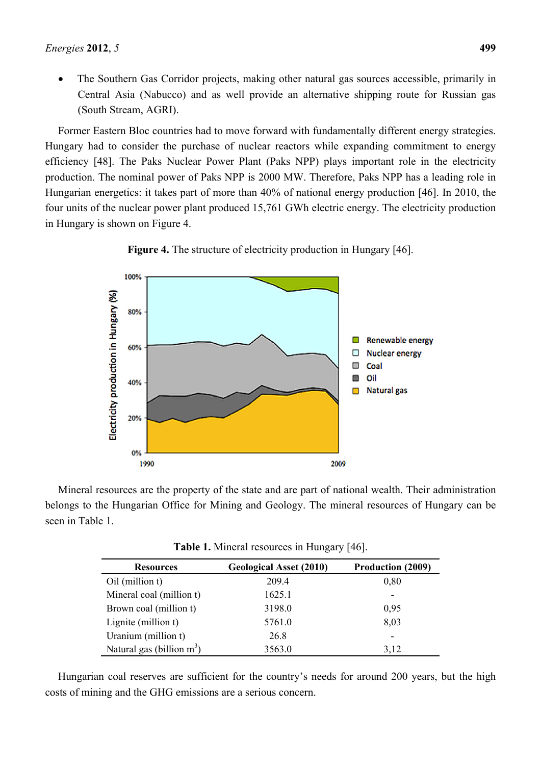- The Southern Gas Corridor projects, making other natural gas sources accessible, primarily in Central Asia (Nabucco) and as well provide an alternative shipping route for Russian gas (South Stream, AGRI).

Former Eastern Bloc countries had to move forward with fundamentally different energy strategies. Hungary had to consider the purchase of nuclear reactors while expanding commitment to energy efficiency [48]. The Paks Nuclear Power Plant (Paks NPP) plays important role in the electricity production. The nominal power of Paks NPP is 2000 MW. Therefore, Paks NPP has a leading role in Hungarian energetics: it takes part of more than 40% of national energy production [46]. In 2010, the four units of the nuclear power plant produced 15,761 GWh electric energy. The electricity production in Hungary is shown on Figure 4.

**Figure 4.** The structure of electricity production in Hungary [46].

Mineral resources are the property of the state and are part of national wealth. Their administration belongs to the Hungarian Office for Mining and Geology. The mineral resources of Hungary can be seen in Table 1.

**Table 1.** Mineral resources in Hungary [46].

| Resources | Geological Asset (2010) | Production (2009) |
|---|---|---|
| Oil (million t) | 209.4 | 0,80 |
| Mineral coal (million t) | 1625.1 | - |
| Brown coal (million t) | 3198.0 | 0,95 |
| Lignite (million t) | 5761.0 | 8,03 |
| Uranium (million t) | 26.8 | - |
| Natural gas (billion $m^3$) | 3563.0 | 3,12 |

Hungarian coal reserves are sufficient for the country's needs for around 200 years, but the high costs of mining and the GHG emissions are a serious concern.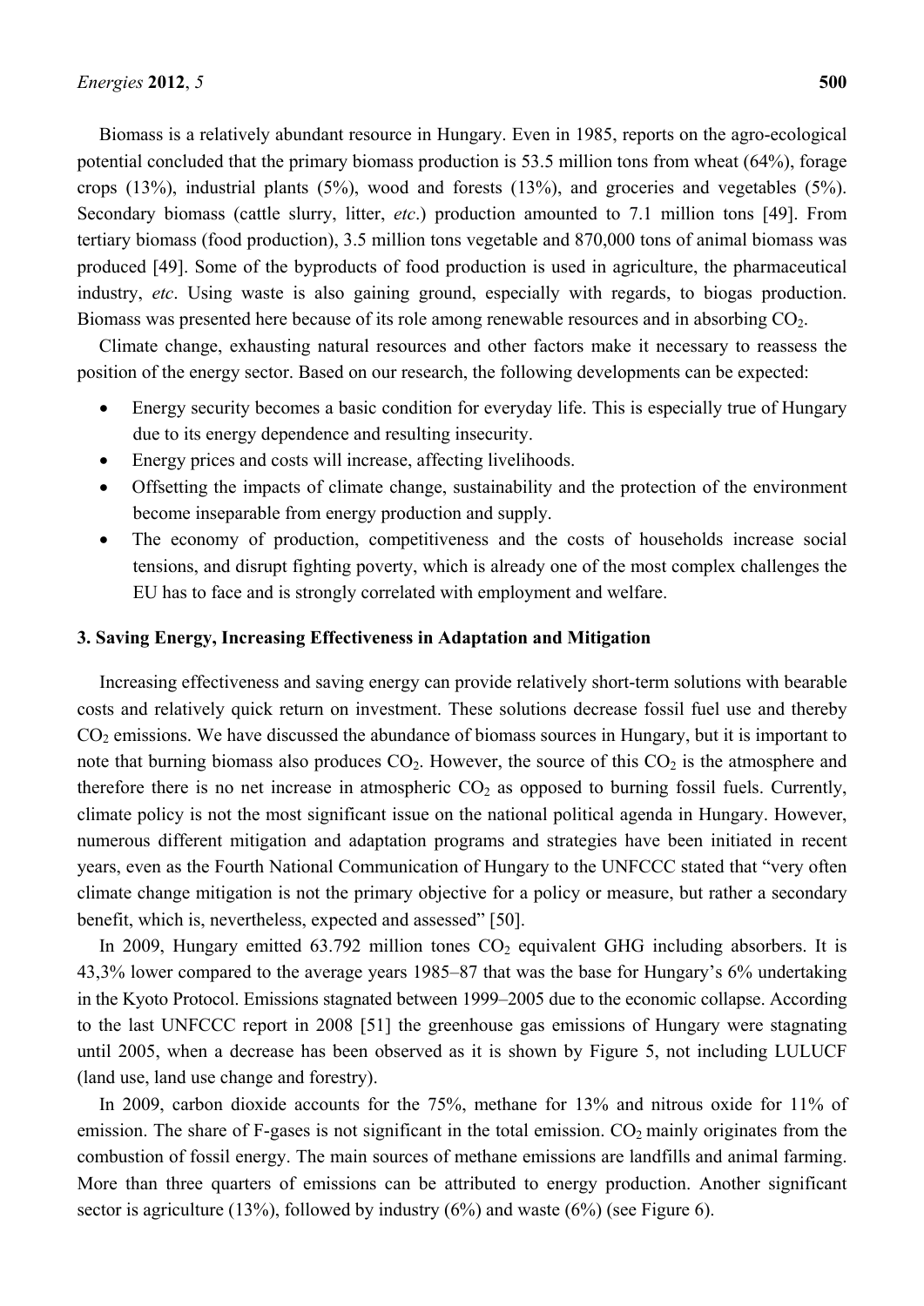Biomass is a relatively abundant resource in Hungary. Even in 1985, reports on the agro-ecological potential concluded that the primary biomass production is 53.5 million tons from wheat (64%), forage crops (13%), industrial plants (5%), wood and forests (13%), and groceries and vegetables (5%). Secondary biomass (cattle slurry, litter, *etc*.) production amounted to 7.1 million tons [49]. From tertiary biomass (food production), 3.5 million tons vegetable and 870,000 tons of animal biomass was produced [49]. Some of the byproducts of food production is used in agriculture, the pharmaceutical industry, *etc*. Using waste is also gaining ground, especially with regards, to biogas production. Biomass was presented here because of its role among renewable resources and in absorbing $CO_2$.

Climate change, exhausting natural resources and other factors make it necessary to reassess the position of the energy sector. Based on our research, the following developments can be expected:

- Energy security becomes a basic condition for everyday life. This is especially true of Hungary due to its energy dependence and resulting insecurity.
- Energy prices and costs will increase, affecting livelihoods.
- Offsetting the impacts of climate change, sustainability and the protection of the environment become inseparable from energy production and supply.
- The economy of production, competitiveness and the costs of households increase social tensions, and disrupt fighting poverty, which is already one of the most complex challenges the EU has to face and is strongly correlated with employment and welfare.

## 3. Saving Energy, Increasing Effectiveness in Adaptation and Mitigation

Increasing effectiveness and saving energy can provide relatively short-term solutions with bearable costs and relatively quick return on investment. These solutions decrease fossil fuel use and thereby $CO_2$ emissions. We have discussed the abundance of biomass sources in Hungary, but it is important to note that burning biomass also produces $CO_2$. However, the source of this $CO_2$ is the atmosphere and therefore there is no net increase in atmospheric $CO_2$ as opposed to burning fossil fuels. Currently, climate policy is not the most significant issue on the national political agenda in Hungary. However, numerous different mitigation and adaptation programs and strategies have been initiated in recent years, even as the Fourth National Communication of Hungary to the UNFCCC stated that "very often climate change mitigation is not the primary objective for a policy or measure, but rather a secondary benefit, which is, nevertheless, expected and assessed" [50].

In 2009, Hungary emitted 63.792 million tones $CO_2$ equivalent GHG including absorbers. It is 43,3% lower compared to the average years 1985–87 that was the base for Hungary's 6% undertaking in the Kyoto Protocol. Emissions stagnated between 1999–2005 due to the economic collapse. According to the last UNFCCC report in 2008 [51] the greenhouse gas emissions of Hungary were stagnating until 2005, when a decrease has been observed as it is shown by Figure 5, not including LULUCF (land use, land use change and forestry).

In 2009, carbon dioxide accounts for the 75%, methane for 13% and nitrous oxide for 11% of emission. The share of F-gases is not significant in the total emission. $CO_2$ mainly originates from the combustion of fossil energy. The main sources of methane emissions are landfills and animal farming. More than three quarters of emissions can be attributed to energy production. Another significant sector is agriculture (13%), followed by industry (6%) and waste (6%) (see Figure 6).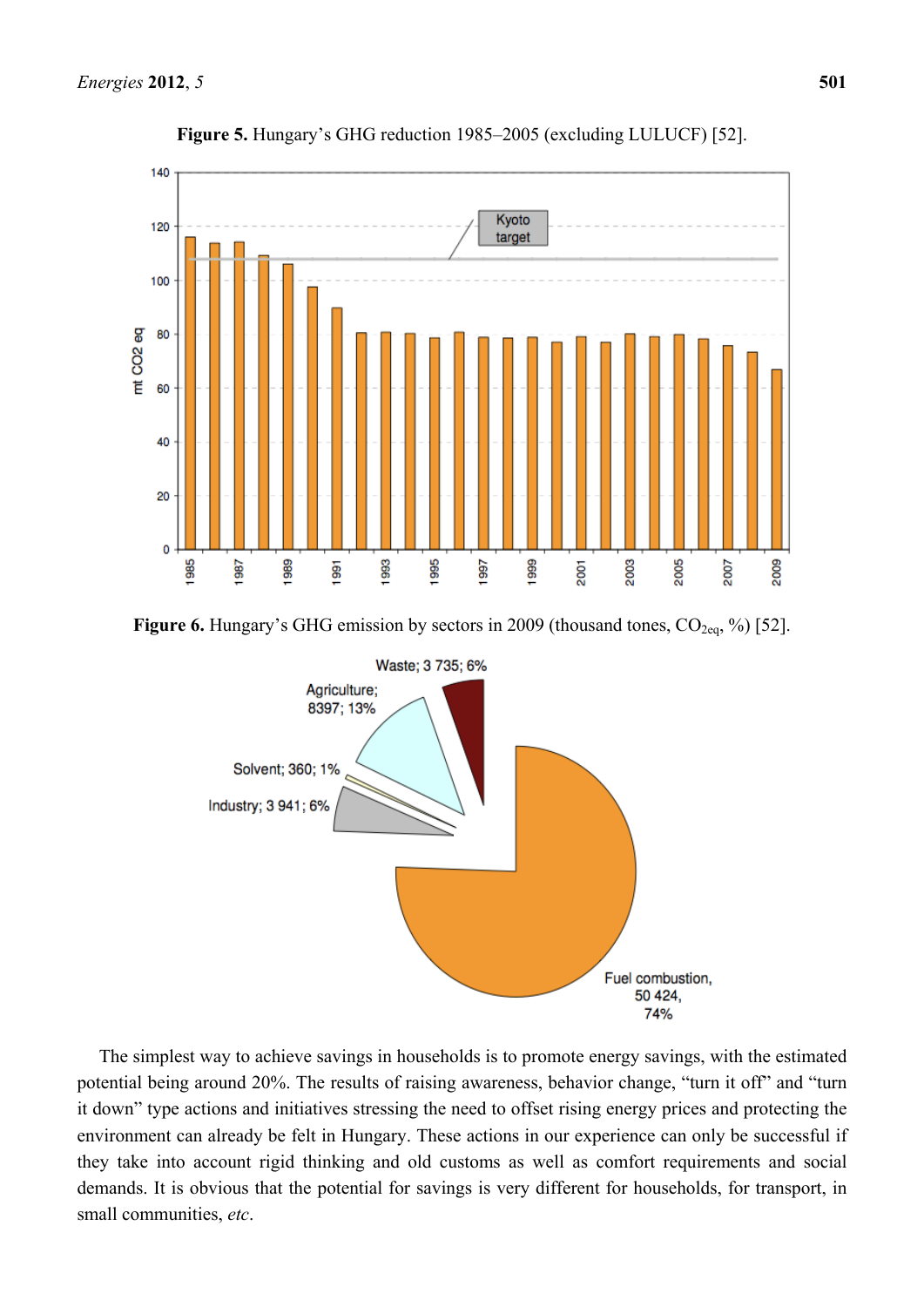**Figure 5.** Hungary's GHG reduction 1985–2005 (excluding LULUCF) [52].

**Figure 6.** Hungary's GHG emission by sectors in 2009 (thousand tones, $CO_{2eq}$, %) [52].

The simplest way to achieve savings in households is to promote energy savings, with the estimated potential being around 20%. The results of raising awareness, behavior change, "turn it off" and "turn it down" type actions and initiatives stressing the need to offset rising energy prices and protecting the environment can already be felt in Hungary. These actions in our experience can only be successful if they take into account rigid thinking and old customs as well as comfort requirements and social demands. It is obvious that the potential for savings is very different for households, for transport, in small communities, *etc*.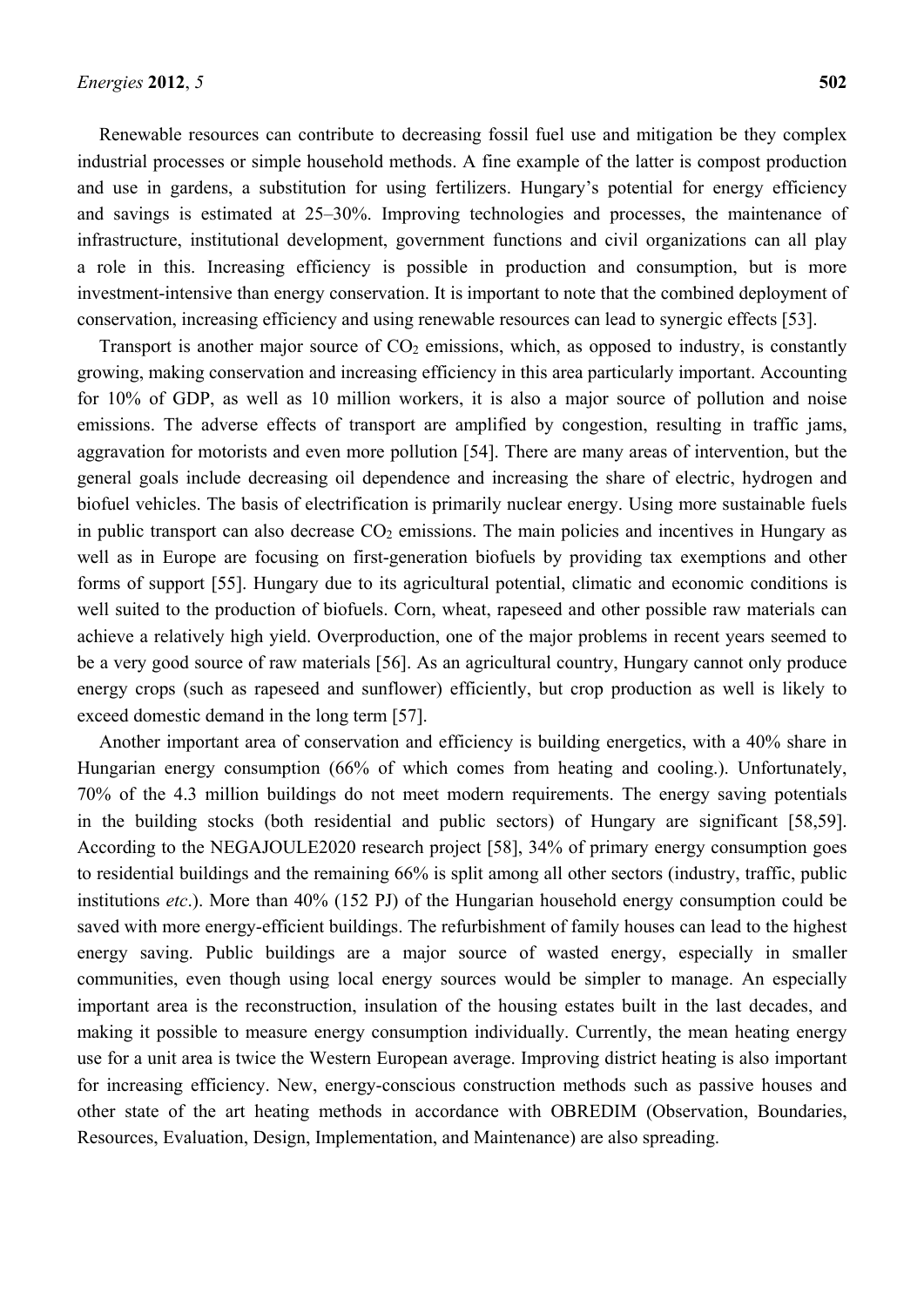Renewable resources can contribute to decreasing fossil fuel use and mitigation be they complex industrial processes or simple household methods. A fine example of the latter is compost production and use in gardens, a substitution for using fertilizers. Hungary's potential for energy efficiency and savings is estimated at 25–30%. Improving technologies and processes, the maintenance of infrastructure, institutional development, government functions and civil organizations can all play a role in this. Increasing efficiency is possible in production and consumption, but is more investment-intensive than energy conservation. It is important to note that the combined deployment of conservation, increasing efficiency and using renewable resources can lead to synergic effects [53].

Transport is another major source of $CO_2$ emissions, which, as opposed to industry, is constantly growing, making conservation and increasing efficiency in this area particularly important. Accounting for 10% of GDP, as well as 10 million workers, it is also a major source of pollution and noise emissions. The adverse effects of transport are amplified by congestion, resulting in traffic jams, aggravation for motorists and even more pollution [54]. There are many areas of intervention, but the general goals include decreasing oil dependence and increasing the share of electric, hydrogen and biofuel vehicles. The basis of electrification is primarily nuclear energy. Using more sustainable fuels in public transport can also decrease $CO_2$ emissions. The main policies and incentives in Hungary as well as in Europe are focusing on first-generation biofuels by providing tax exemptions and other forms of support [55]. Hungary due to its agricultural potential, climatic and economic conditions is well suited to the production of biofuels. Corn, wheat, rapeseed and other possible raw materials can achieve a relatively high yield. Overproduction, one of the major problems in recent years seemed to be a very good source of raw materials [56]. As an agricultural country, Hungary cannot only produce energy crops (such as rapeseed and sunflower) efficiently, but crop production as well is likely to exceed domestic demand in the long term [57].

Another important area of conservation and efficiency is building energetics, with a 40% share in Hungarian energy consumption (66% of which comes from heating and cooling.). Unfortunately, 70% of the 4.3 million buildings do not meet modern requirements. The energy saving potentials in the building stocks (both residential and public sectors) of Hungary are significant [58,59]. According to the NEGAJOULE2020 research project [58], 34% of primary energy consumption goes to residential buildings and the remaining 66% is split among all other sectors (industry, traffic, public institutions *etc*.). More than 40% (152 PJ) of the Hungarian household energy consumption could be saved with more energy-efficient buildings. The refurbishment of family houses can lead to the highest energy saving. Public buildings are a major source of wasted energy, especially in smaller communities, even though using local energy sources would be simpler to manage. An especially important area is the reconstruction, insulation of the housing estates built in the last decades, and making it possible to measure energy consumption individually. Currently, the mean heating energy use for a unit area is twice the Western European average. Improving district heating is also important for increasing efficiency. New, energy-conscious construction methods such as passive houses and other state of the art heating methods in accordance with OBREDIM (Observation, Boundaries, Resources, Evaluation, Design, Implementation, and Maintenance) are also spreading.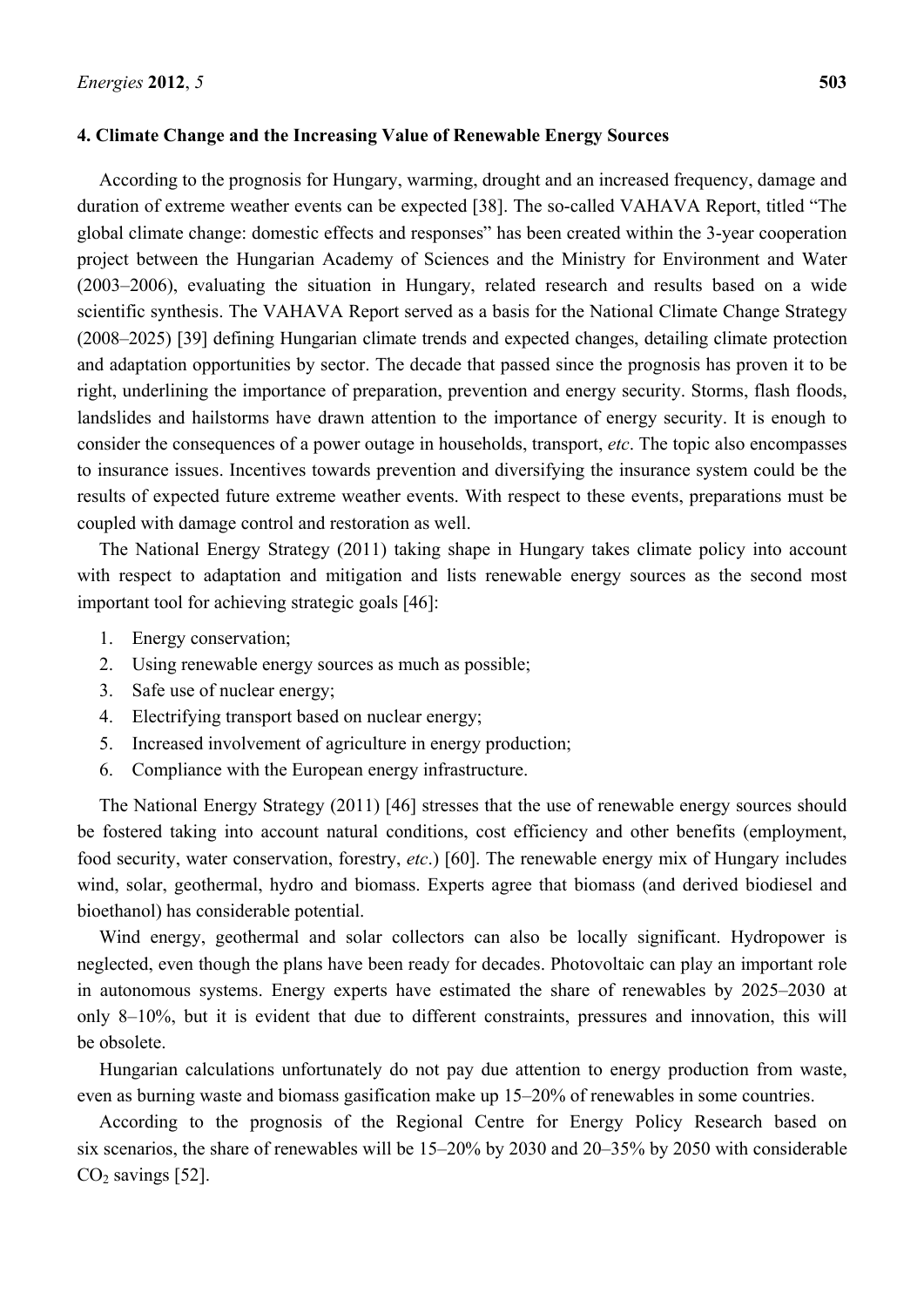## 4. Climate Change and the Increasing Value of Renewable Energy Sources

According to the prognosis for Hungary, warming, drought and an increased frequency, damage and duration of extreme weather events can be expected [38]. The so-called VAHAVA Report, titled "The global climate change: domestic effects and responses" has been created within the 3-year cooperation project between the Hungarian Academy of Sciences and the Ministry for Environment and Water (2003–2006), evaluating the situation in Hungary, related research and results based on a wide scientific synthesis. The VAHAVA Report served as a basis for the National Climate Change Strategy (2008–2025) [39] defining Hungarian climate trends and expected changes, detailing climate protection and adaptation opportunities by sector. The decade that passed since the prognosis has proven it to be right, underlining the importance of preparation, prevention and energy security. Storms, flash floods, landslides and hailstorms have drawn attention to the importance of energy security. It is enough to consider the consequences of a power outage in households, transport, *etc*. The topic also encompasses to insurance issues. Incentives towards prevention and diversifying the insurance system could be the results of expected future extreme weather events. With respect to these events, preparations must be coupled with damage control and restoration as well.

The National Energy Strategy (2011) taking shape in Hungary takes climate policy into account with respect to adaptation and mitigation and lists renewable energy sources as the second most important tool for achieving strategic goals [46]:

1. Energy conservation;
2. Using renewable energy sources as much as possible;
3. Safe use of nuclear energy;
4. Electrifying transport based on nuclear energy;
5. Increased involvement of agriculture in energy production;
6. Compliance with the European energy infrastructure.

The National Energy Strategy (2011) [46] stresses that the use of renewable energy sources should be fostered taking into account natural conditions, cost efficiency and other benefits (employment, food security, water conservation, forestry, *etc*.) [60]. The renewable energy mix of Hungary includes wind, solar, geothermal, hydro and biomass. Experts agree that biomass (and derived biodiesel and bioethanol) has considerable potential.

Wind energy, geothermal and solar collectors can also be locally significant. Hydropower is neglected, even though the plans have been ready for decades. Photovoltaic can play an important role in autonomous systems. Energy experts have estimated the share of renewables by 2025–2030 at only 8–10%, but it is evident that due to different constraints, pressures and innovation, this will be obsolete.

Hungarian calculations unfortunately do not pay due attention to energy production from waste, even as burning waste and biomass gasification make up 15–20% of renewables in some countries.

According to the prognosis of the Regional Centre for Energy Policy Research based on six scenarios, the share of renewables will be 15–20% by 2030 and 20–35% by 2050 with considerable $CO_2$ savings [52].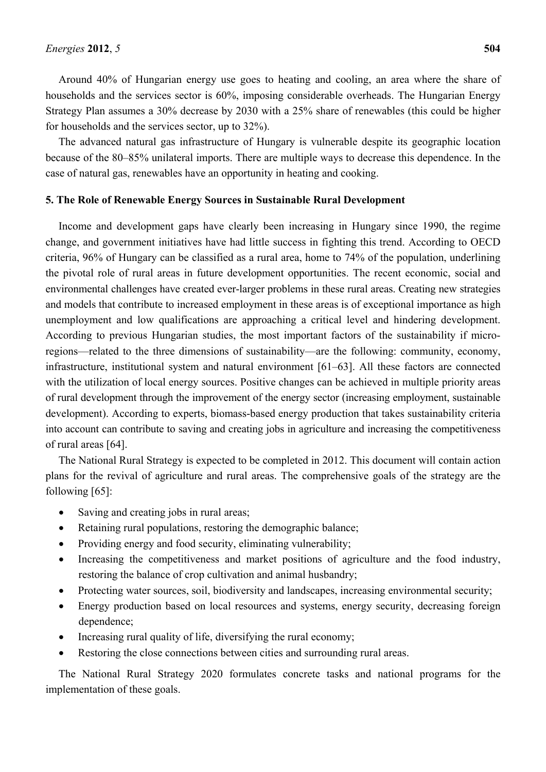Around 40% of Hungarian energy use goes to heating and cooling, an area where the share of households and the services sector is 60%, imposing considerable overheads. The Hungarian Energy Strategy Plan assumes a 30% decrease by 2030 with a 25% share of renewables (this could be higher for households and the services sector, up to 32%).

The advanced natural gas infrastructure of Hungary is vulnerable despite its geographic location because of the 80–85% unilateral imports. There are multiple ways to decrease this dependence. In the case of natural gas, renewables have an opportunity in heating and cooking.

## 5. The Role of Renewable Energy Sources in Sustainable Rural Development

Income and development gaps have clearly been increasing in Hungary since 1990, the regime change, and government initiatives have had little success in fighting this trend. According to OECD criteria, 96% of Hungary can be classified as a rural area, home to 74% of the population, underlining the pivotal role of rural areas in future development opportunities. The recent economic, social and environmental challenges have created ever-larger problems in these rural areas. Creating new strategies and models that contribute to increased employment in these areas is of exceptional importance as high unemployment and low qualifications are approaching a critical level and hindering development. According to previous Hungarian studies, the most important factors of the sustainability if micro-regions—related to the three dimensions of sustainability—are the following: community, economy, infrastructure, institutional system and natural environment [61–63]. All these factors are connected with the utilization of local energy sources. Positive changes can be achieved in multiple priority areas of rural development through the improvement of the energy sector (increasing employment, sustainable development). According to experts, biomass-based energy production that takes sustainability criteria into account can contribute to saving and creating jobs in agriculture and increasing the competitiveness of rural areas [64].

The National Rural Strategy is expected to be completed in 2012. This document will contain action plans for the revival of agriculture and rural areas. The comprehensive goals of the strategy are the following [65]:

- Saving and creating jobs in rural areas;
- Retaining rural populations, restoring the demographic balance;
- Providing energy and food security, eliminating vulnerability;
- Increasing the competitiveness and market positions of agriculture and the food industry, restoring the balance of crop cultivation and animal husbandry;
- Protecting water sources, soil, biodiversity and landscapes, increasing environmental security;
- Energy production based on local resources and systems, energy security, decreasing foreign dependence;
- Increasing rural quality of life, diversifying the rural economy;
- Restoring the close connections between cities and surrounding rural areas.

The National Rural Strategy 2020 formulates concrete tasks and national programs for the implementation of these goals.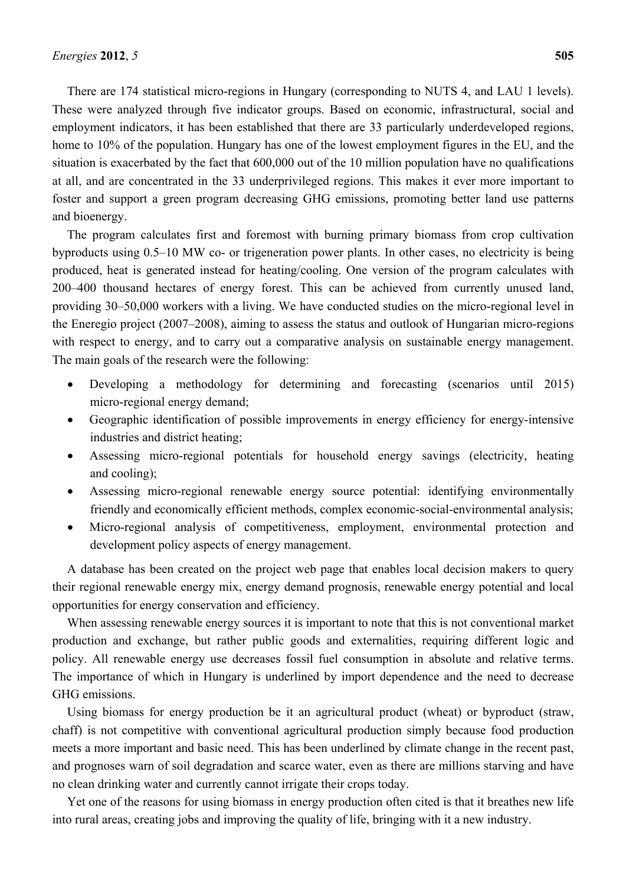There are 174 statistical micro-regions in Hungary (corresponding to NUTS 4, and LAU 1 levels). These were analyzed through five indicator groups. Based on economic, infrastructural, social and employment indicators, it has been established that there are 33 particularly underdeveloped regions, home to 10% of the population. Hungary has one of the lowest employment figures in the EU, and the situation is exacerbated by the fact that 600,000 out of the 10 million population have no qualifications at all, and are concentrated in the 33 underprivileged regions. This makes it ever more important to foster and support a green program decreasing GHG emissions, promoting better land use patterns and bioenergy.

The program calculates first and foremost with burning primary biomass from crop cultivation byproducts using 0.5–10 MW co- or trigeneration power plants. In other cases, no electricity is being produced, heat is generated instead for heating/cooling. One version of the program calculates with 200–400 thousand hectares of energy forest. This can be achieved from currently unused land, providing 30–50,000 workers with a living. We have conducted studies on the micro-regional level in the Eneregio project (2007–2008), aiming to assess the status and outlook of Hungarian micro-regions with respect to energy, and to carry out a comparative analysis on sustainable energy management. The main goals of the research were the following:

- Developing a methodology for determining and forecasting (scenarios until 2015) micro-regional energy demand;
- Geographic identification of possible improvements in energy efficiency for energy-intensive industries and district heating;
- Assessing micro-regional potentials for household energy savings (electricity, heating and cooling);
- Assessing micro-regional renewable energy source potential: identifying environmentally friendly and economically efficient methods, complex economic-social-environmental analysis;
- Micro-regional analysis of competitiveness, employment, environmental protection and development policy aspects of energy management.

A database has been created on the project web page that enables local decision makers to query their regional renewable energy mix, energy demand prognosis, renewable energy potential and local opportunities for energy conservation and efficiency.

When assessing renewable energy sources it is important to note that this is not conventional market production and exchange, but rather public goods and externalities, requiring different logic and policy. All renewable energy use decreases fossil fuel consumption in absolute and relative terms. The importance of which in Hungary is underlined by import dependence and the need to decrease GHG emissions.

Using biomass for energy production be it an agricultural product (wheat) or byproduct (straw, chaff) is not competitive with conventional agricultural production simply because food production meets a more important and basic need. This has been underlined by climate change in the recent past, and prognoses warn of soil degradation and scarce water, even as there are millions starving and have no clean drinking water and currently cannot irrigate their crops today.

Yet one of the reasons for using biomass in energy production often cited is that it breathes new life into rural areas, creating jobs and improving the quality of life, bringing with it a new industry.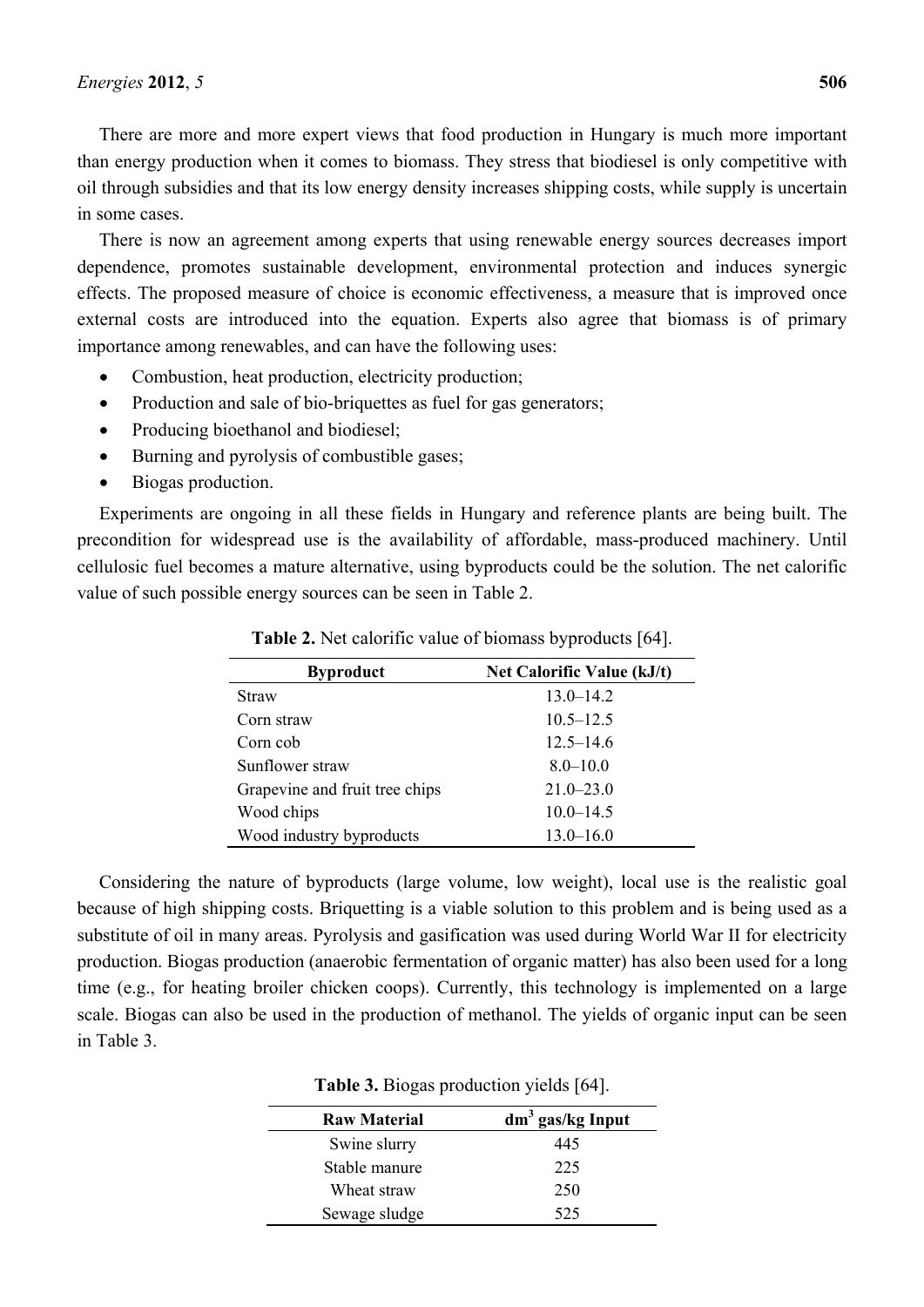There are more and more expert views that food production in Hungary is much more important than energy production when it comes to biomass. They stress that biodiesel is only competitive with oil through subsidies and that its low energy density increases shipping costs, while supply is uncertain in some cases.

There is now an agreement among experts that using renewable energy sources decreases import dependence, promotes sustainable development, environmental protection and induces synergic effects. The proposed measure of choice is economic effectiveness, a measure that is improved once external costs are introduced into the equation. Experts also agree that biomass is of primary importance among renewables, and can have the following uses:

- Combustion, heat production, electricity production;
- Production and sale of bio-briquettes as fuel for gas generators;
- Producing bioethanol and biodiesel;
- Burning and pyrolysis of combustible gases;
- Biogas production.

Experiments are ongoing in all these fields in Hungary and reference plants are being built. The precondition for widespread use is the availability of affordable, mass-produced machinery. Until cellulosic fuel becomes a mature alternative, using byproducts could be the solution. The net calorific value of such possible energy sources can be seen in Table 2.

**Table 2.** Net calorific value of biomass byproducts [64].

| Byproduct | Net Calorific Value (kJ/t) |
|---|---|
| Straw | 13.0–14.2 |
| Corn straw | 10.5–12.5 |
| Corn cob | 12.5–14.6 |
| Sunflower straw | 8.0–10.0 |
| Grapevine and fruit tree chips | 21.0–23.0 |
| Wood chips | 10.0–14.5 |
| Wood industry byproducts | 13.0–16.0 |

Considering the nature of byproducts (large volume, low weight), local use is the realistic goal because of high shipping costs. Briquetting is a viable solution to this problem and is being used as a substitute of oil in many areas. Pyrolysis and gasification was used during World War II for electricity production. Biogas production (anaerobic fermentation of organic matter) has also been used for a long time (e.g., for heating broiler chicken coops). Currently, this technology is implemented on a large scale. Biogas can also be used in the production of methanol. The yields of organic input can be seen in Table 3.

**Table 3.** Biogas production yields [64].

| Raw Material | $dm^3$ gas/kg Input |
|---|---|
| Swine slurry | 445 |
| Stable manure | 225 |
| Wheat straw | 250 |
| Sewage sludge | 525 |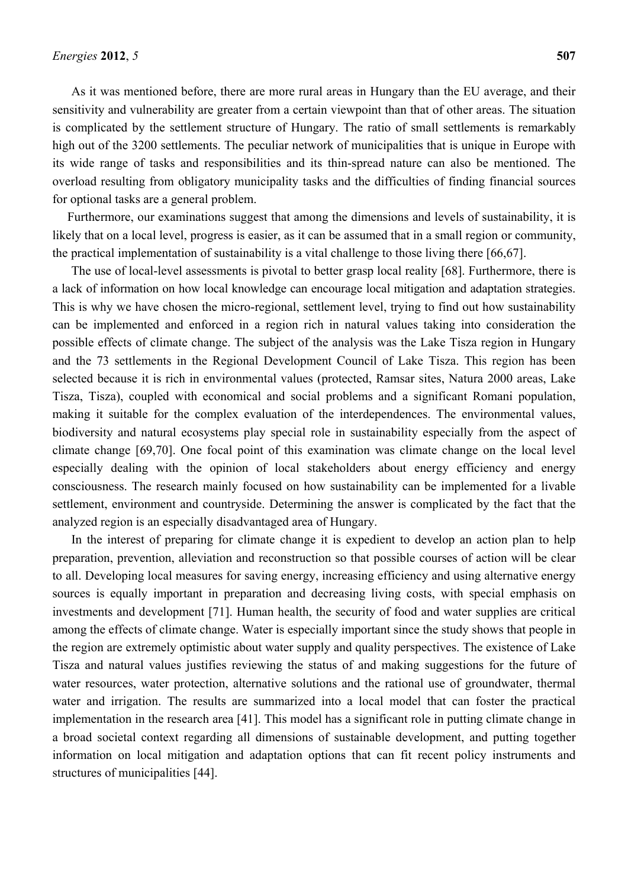As it was mentioned before, there are more rural areas in Hungary than the EU average, and their sensitivity and vulnerability are greater from a certain viewpoint than that of other areas. The situation is complicated by the settlement structure of Hungary. The ratio of small settlements is remarkably high out of the 3200 settlements. The peculiar network of municipalities that is unique in Europe with its wide range of tasks and responsibilities and its thin-spread nature can also be mentioned. The overload resulting from obligatory municipality tasks and the difficulties of finding financial sources for optional tasks are a general problem.

Furthermore, our examinations suggest that among the dimensions and levels of sustainability, it is likely that on a local level, progress is easier, as it can be assumed that in a small region or community, the practical implementation of sustainability is a vital challenge to those living there [66,67].

The use of local-level assessments is pivotal to better grasp local reality [68]. Furthermore, there is a lack of information on how local knowledge can encourage local mitigation and adaptation strategies. This is why we have chosen the micro-regional, settlement level, trying to find out how sustainability can be implemented and enforced in a region rich in natural values taking into consideration the possible effects of climate change. The subject of the analysis was the Lake Tisza region in Hungary and the 73 settlements in the Regional Development Council of Lake Tisza. This region has been selected because it is rich in environmental values (protected, Ramsar sites, Natura 2000 areas, Lake Tisza, Tisza), coupled with economical and social problems and a significant Romani population, making it suitable for the complex evaluation of the interdependences. The environmental values, biodiversity and natural ecosystems play special role in sustainability especially from the aspect of climate change [69,70]. One focal point of this examination was climate change on the local level especially dealing with the opinion of local stakeholders about energy efficiency and energy consciousness. The research mainly focused on how sustainability can be implemented for a livable settlement, environment and countryside. Determining the answer is complicated by the fact that the analyzed region is an especially disadvantaged area of Hungary.

In the interest of preparing for climate change it is expedient to develop an action plan to help preparation, prevention, alleviation and reconstruction so that possible courses of action will be clear to all. Developing local measures for saving energy, increasing efficiency and using alternative energy sources is equally important in preparation and decreasing living costs, with special emphasis on investments and development [71]. Human health, the security of food and water supplies are critical among the effects of climate change. Water is especially important since the study shows that people in the region are extremely optimistic about water supply and quality perspectives. The existence of Lake Tisza and natural values justifies reviewing the status of and making suggestions for the future of water resources, water protection, alternative solutions and the rational use of groundwater, thermal water and irrigation. The results are summarized into a local model that can foster the practical implementation in the research area [41]. This model has a significant role in putting climate change in a broad societal context regarding all dimensions of sustainable development, and putting together information on local mitigation and adaptation options that can fit recent policy instruments and structures of municipalities [44].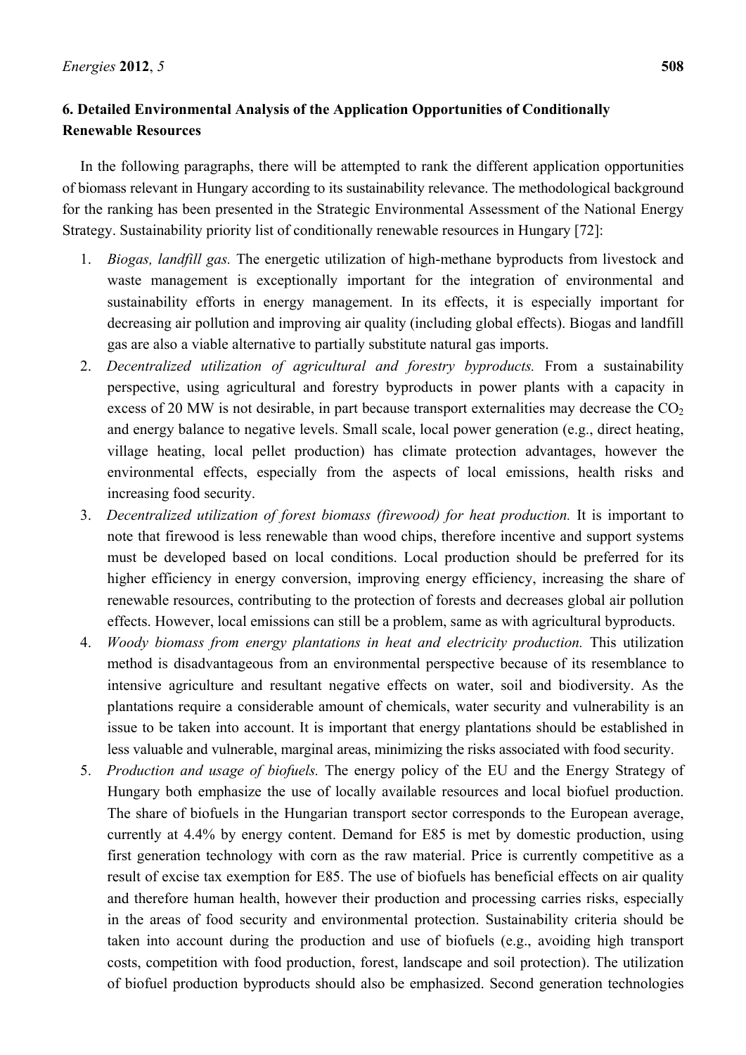## 6. Detailed Environmental Analysis of the Application Opportunities of Conditionally Renewable Resources

In the following paragraphs, there will be attempted to rank the different application opportunities of biomass relevant in Hungary according to its sustainability relevance. The methodological background for the ranking has been presented in the Strategic Environmental Assessment of the National Energy Strategy. Sustainability priority list of conditionally renewable resources in Hungary [72]:

1. *Biogas, landfill gas.* The energetic utilization of high-methane byproducts from livestock and waste management is exceptionally important for the integration of environmental and sustainability efforts in energy management. In its effects, it is especially important for decreasing air pollution and improving air quality (including global effects). Biogas and landfill gas are also a viable alternative to partially substitute natural gas imports.
2. *Decentralized utilization of agricultural and forestry byproducts.* From a sustainability perspective, using agricultural and forestry byproducts in power plants with a capacity in excess of 20 MW is not desirable, in part because transport externalities may decrease the $CO_2$ and energy balance to negative levels. Small scale, local power generation (e.g., direct heating, village heating, local pellet production) has climate protection advantages, however the environmental effects, especially from the aspects of local emissions, health risks and increasing food security.
3. *Decentralized utilization of forest biomass (firewood) for heat production.* It is important to note that firewood is less renewable than wood chips, therefore incentive and support systems must be developed based on local conditions. Local production should be preferred for its higher efficiency in energy conversion, improving energy efficiency, increasing the share of renewable resources, contributing to the protection of forests and decreases global air pollution effects. However, local emissions can still be a problem, same as with agricultural byproducts.
4. *Woody biomass from energy plantations in heat and electricity production.* This utilization method is disadvantageous from an environmental perspective because of its resemblance to intensive agriculture and resultant negative effects on water, soil and biodiversity. As the plantations require a considerable amount of chemicals, water security and vulnerability is an issue to be taken into account. It is important that energy plantations should be established in less valuable and vulnerable, marginal areas, minimizing the risks associated with food security.
5. *Production and usage of biofuels.* The energy policy of the EU and the Energy Strategy of Hungary both emphasize the use of locally available resources and local biofuel production. The share of biofuels in the Hungarian transport sector corresponds to the European average, currently at 4.4% by energy content. Demand for E85 is met by domestic production, using first generation technology with corn as the raw material. Price is currently competitive as a result of excise tax exemption for E85. The use of biofuels has beneficial effects on air quality and therefore human health, however their production and processing carries risks, especially in the areas of food security and environmental protection. Sustainability criteria should be taken into account during the production and use of biofuels (e.g., avoiding high transport costs, competition with food production, forest, landscape and soil protection). The utilization of biofuel production byproducts should also be emphasized. Second generation technologies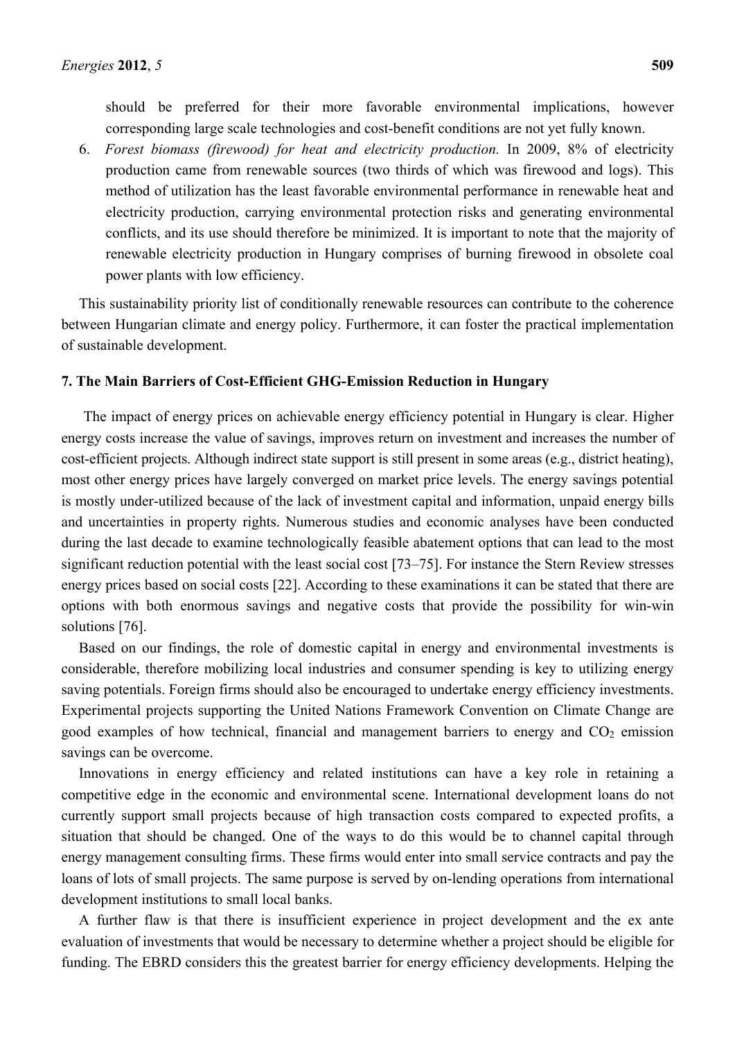should be preferred for their more favorable environmental implications, however corresponding large scale technologies and cost-benefit conditions are not yet fully known.

6. *Forest biomass (firewood) for heat and electricity production.* In 2009, 8% of electricity production came from renewable sources (two thirds of which was firewood and logs). This method of utilization has the least favorable environmental performance in renewable heat and electricity production, carrying environmental protection risks and generating environmental conflicts, and its use should therefore be minimized. It is important to note that the majority of renewable electricity production in Hungary comprises of burning firewood in obsolete coal power plants with low efficiency.

This sustainability priority list of conditionally renewable resources can contribute to the coherence between Hungarian climate and energy policy. Furthermore, it can foster the practical implementation of sustainable development.

## 7. The Main Barriers of Cost-Efficient GHG-Emission Reduction in Hungary

The impact of energy prices on achievable energy efficiency potential in Hungary is clear. Higher energy costs increase the value of savings, improves return on investment and increases the number of cost-efficient projects. Although indirect state support is still present in some areas (e.g., district heating), most other energy prices have largely converged on market price levels. The energy savings potential is mostly under-utilized because of the lack of investment capital and information, unpaid energy bills and uncertainties in property rights. Numerous studies and economic analyses have been conducted during the last decade to examine technologically feasible abatement options that can lead to the most significant reduction potential with the least social cost [73–75]. For instance the Stern Review stresses energy prices based on social costs [22]. According to these examinations it can be stated that there are options with both enormous savings and negative costs that provide the possibility for win-win solutions [76].

Based on our findings, the role of domestic capital in energy and environmental investments is considerable, therefore mobilizing local industries and consumer spending is key to utilizing energy saving potentials. Foreign firms should also be encouraged to undertake energy efficiency investments. Experimental projects supporting the United Nations Framework Convention on Climate Change are good examples of how technical, financial and management barriers to energy and $CO_2$ emission savings can be overcome.

Innovations in energy efficiency and related institutions can have a key role in retaining a competitive edge in the economic and environmental scene. International development loans do not currently support small projects because of high transaction costs compared to expected profits, a situation that should be changed. One of the ways to do this would be to channel capital through energy management consulting firms. These firms would enter into small service contracts and pay the loans of lots of small projects. The same purpose is served by on-lending operations from international development institutions to small local banks.

A further flaw is that there is insufficient experience in project development and the ex ante evaluation of investments that would be necessary to determine whether a project should be eligible for funding. The EBRD considers this the greatest barrier for energy efficiency developments. Helping the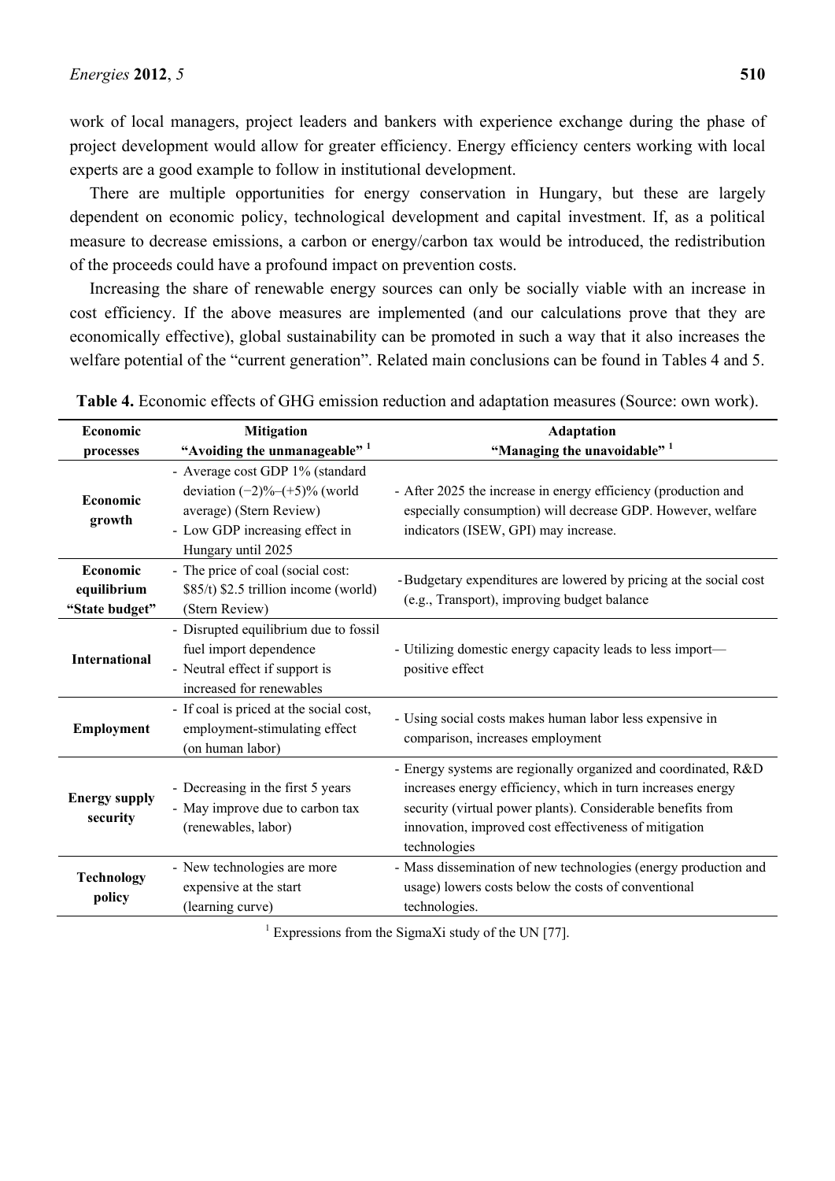work of local managers, project leaders and bankers with experience exchange during the phase of project development would allow for greater efficiency. Energy efficiency centers working with local experts are a good example to follow in institutional development.

There are multiple opportunities for energy conservation in Hungary, but these are largely dependent on economic policy, technological development and capital investment. If, as a political measure to decrease emissions, a carbon or energy/carbon tax would be introduced, the redistribution of the proceeds could have a profound impact on prevention costs.

Increasing the share of renewable energy sources can only be socially viable with an increase in cost efficiency. If the above measures are implemented (and our calculations prove that they are economically effective), global sustainability can be promoted in such a way that it also increases the welfare potential of the "current generation". Related main conclusions can be found in Tables 4 and 5.

**Table 4.** Economic effects of GHG emission reduction and adaptation measures (Source: own work).

| Economic processes | Mitigation "Avoiding the unmanageable" [1] | Adaptation "Managing the unavoidable" [1] |
|---|---|---|
| **Economic growth** | - Average cost GDP 1% (standard deviation (−2)%–(+5)% (world average) (Stern Review)<br>- Low GDP increasing effect in Hungary until 2025 | - After 2025 the increase in energy efficiency (production and especially consumption) will decrease GDP. However, welfare indicators (ISEW, GPI) may increase. |
| **Economic equilibrium "State budget"** | - The price of coal (social cost: \$85/t) \$2.5 trillion income (world) (Stern Review) | - Budgetary expenditures are lowered by pricing at the social cost (e.g., Transport), improving budget balance |
| **International** | - Disrupted equilibrium due to fossil fuel import dependence<br>- Neutral effect if support is increased for renewables | - Utilizing domestic energy capacity leads to less import—positive effect |
| **Employment** | - If coal is priced at the social cost, employment-stimulating effect (on human labor) | - Using social costs makes human labor less expensive in comparison, increases employment |
| **Energy supply security** | - Decreasing in the first 5 years<br>- May improve due to carbon tax (renewables, labor) | - Energy systems are regionally organized and coordinated, R&D increases energy efficiency, which in turn increases energy security (virtual power plants). Considerable benefits from innovation, improved cost effectiveness of mitigation technologies |
| **Technology policy** | - New technologies are more expensive at the start (learning curve) | - Mass dissemination of new technologies (energy production and usage) lowers costs below the costs of conventional technologies. |

[1] Expressions from the SigmaXi study of the UN [77].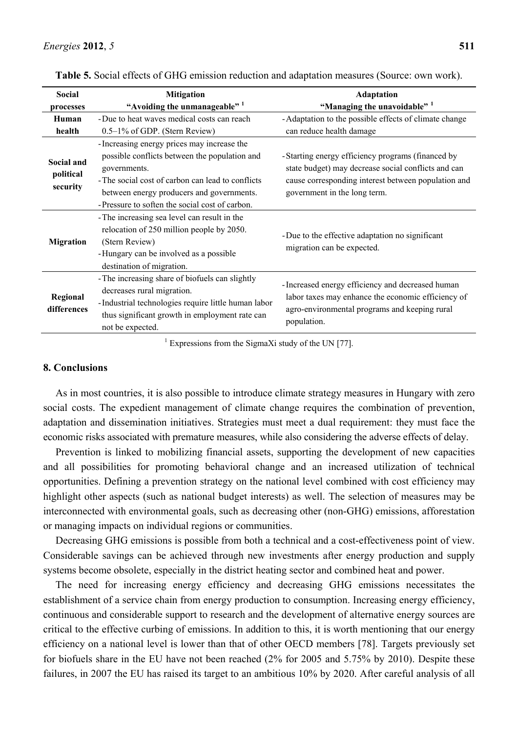**Table 5.** Social effects of GHG emission reduction and adaptation measures (Source: own work).

| Social processes | Mitigation "Avoiding the unmanageable" [1] | Adaptation "Managing the unavoidable" [1] |
|---|---|---|
| **Human health** | - Due to heat waves medical costs can reach 0.5–1% of GDP. (Stern Review) | - Adaptation to the possible effects of climate change can reduce health damage |
| **Social and political security** | - Increasing energy prices may increase the possible conflicts between the population and governments. - The social cost of carbon can lead to conflicts between energy producers and governments. - Pressure to soften the social cost of carbon. | - Starting energy efficiency programs (financed by state budget) may decrease social conflicts and can cause corresponding interest between population and government in the long term. |
| **Migration** | - The increasing sea level can result in the relocation of 250 million people by 2050. (Stern Review) - Hungary can be involved as a possible destination of migration. | - Due to the effective adaptation no significant migration can be expected. |
| **Regional differences** | - The increasing share of biofuels can slightly decreases rural migration. - Industrial technologies require little human labor thus significant growth in employment rate can not be expected. | - Increased energy efficiency and decreased human labor taxes may enhance the economic efficiency of agro-environmental programs and keeping rural population. |

[1] Expressions from the SigmaXi study of the UN [77].

## 8. Conclusions

As in most countries, it is also possible to introduce climate strategy measures in Hungary with zero social costs. The expedient management of climate change requires the combination of prevention, adaptation and dissemination initiatives. Strategies must meet a dual requirement: they must face the economic risks associated with premature measures, while also considering the adverse effects of delay.

Prevention is linked to mobilizing financial assets, supporting the development of new capacities and all possibilities for promoting behavioral change and an increased utilization of technical opportunities. Defining a prevention strategy on the national level combined with cost efficiency may highlight other aspects (such as national budget interests) as well. The selection of measures may be interconnected with environmental goals, such as decreasing other (non-GHG) emissions, afforestation or managing impacts on individual regions or communities.

Decreasing GHG emissions is possible from both a technical and a cost-effectiveness point of view. Considerable savings can be achieved through new investments after energy production and supply systems become obsolete, especially in the district heating sector and combined heat and power.

The need for increasing energy efficiency and decreasing GHG emissions necessitates the establishment of a service chain from energy production to consumption. Increasing energy efficiency, continuous and considerable support to research and the development of alternative energy sources are critical to the effective curbing of emissions. In addition to this, it is worth mentioning that our energy efficiency on a national level is lower than that of other OECD members [78]. Targets previously set for biofuels share in the EU have not been reached (2% for 2005 and 5.75% by 2010). Despite these failures, in 2007 the EU has raised its target to an ambitious 10% by 2020. After careful analysis of all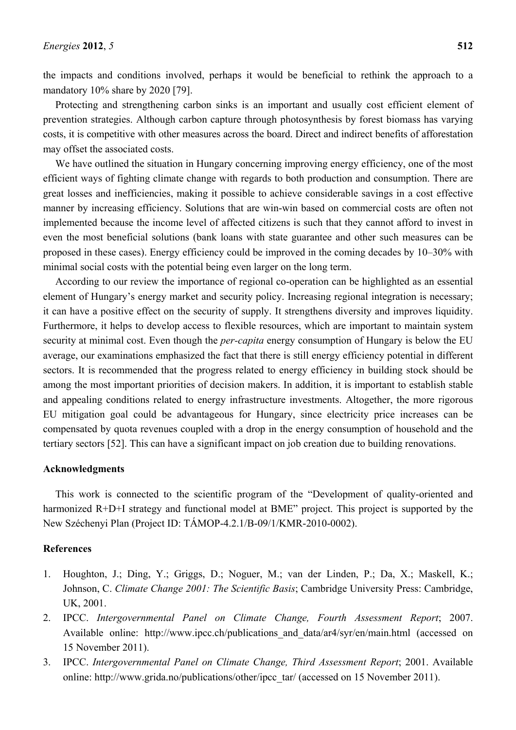the impacts and conditions involved, perhaps it would be beneficial to rethink the approach to a mandatory 10% share by 2020 [79].

Protecting and strengthening carbon sinks is an important and usually cost efficient element of prevention strategies. Although carbon capture through photosynthesis by forest biomass has varying costs, it is competitive with other measures across the board. Direct and indirect benefits of afforestation may offset the associated costs.

We have outlined the situation in Hungary concerning improving energy efficiency, one of the most efficient ways of fighting climate change with regards to both production and consumption. There are great losses and inefficiencies, making it possible to achieve considerable savings in a cost effective manner by increasing efficiency. Solutions that are win-win based on commercial costs are often not implemented because the income level of affected citizens is such that they cannot afford to invest in even the most beneficial solutions (bank loans with state guarantee and other such measures can be proposed in these cases). Energy efficiency could be improved in the coming decades by 10–30% with minimal social costs with the potential being even larger on the long term.

According to our review the importance of regional co-operation can be highlighted as an essential element of Hungary's energy market and security policy. Increasing regional integration is necessary; it can have a positive effect on the security of supply. It strengthens diversity and improves liquidity. Furthermore, it helps to develop access to flexible resources, which are important to maintain system security at minimal cost. Even though the *per-capita* energy consumption of Hungary is below the EU average, our examinations emphasized the fact that there is still energy efficiency potential in different sectors. It is recommended that the progress related to energy efficiency in building stock should be among the most important priorities of decision makers. In addition, it is important to establish stable and appealing conditions related to energy infrastructure investments. Altogether, the more rigorous EU mitigation goal could be advantageous for Hungary, since electricity price increases can be compensated by quota revenues coupled with a drop in the energy consumption of household and the tertiary sectors [52]. This can have a significant impact on job creation due to building renovations.

## Acknowledgments

This work is connected to the scientific program of the "Development of quality-oriented and harmonized R+D+I strategy and functional model at BME" project. This project is supported by the New Széchenyi Plan (Project ID: TÁMOP-4.2.1/B-09/1/KMR-2010-0002).

## References

1. Houghton, J.; Ding, Y.; Griggs, D.; Noguer, M.; van der Linden, P.; Da, X.; Maskell, K.; Johnson, C. *Climate Change 2001: The Scientific Basis*; Cambridge University Press: Cambridge, UK, 2001.
2. IPCC. *Intergovernmental Panel on Climate Change, Fourth Assessment Report*; 2007. Available online: http://www.ipcc.ch/publications_and_data/ar4/syr/en/main.html (accessed on 15 November 2011).
3. IPCC. *Intergovernmental Panel on Climate Change, Third Assessment Report*; 2001. Available online: http://www.grida.no/publications/other/ipcc_tar/ (accessed on 15 November 2011).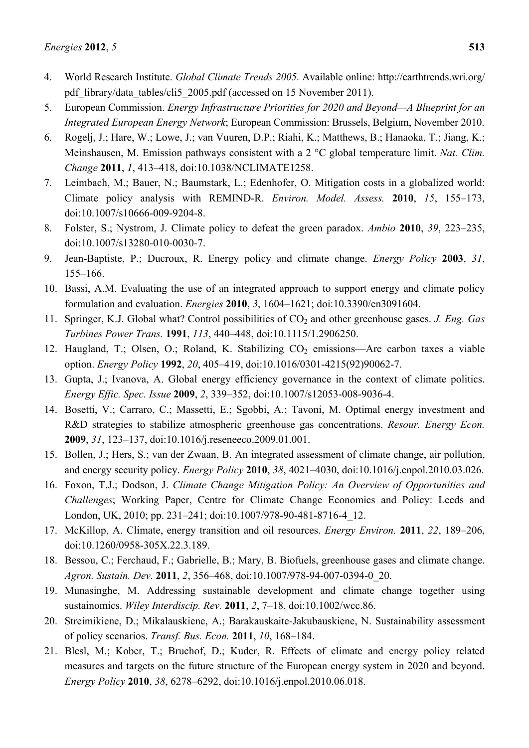4. World Research Institute. *Global Climate Trends 2005*. Available online: http://earthtrends.wri.org/pdf_library/data_tables/cli5_2005.pdf (accessed on 15 November 2011).
5. European Commission. *Energy Infrastructure Priorities for 2020 and Beyond—A Blueprint for an Integrated European Energy Network*; European Commission: Brussels, Belgium, November 2010.
6. Rogelj, J.; Hare, W.; Lowe, J.; van Vuuren, D.P.; Riahi, K.; Matthews, B.; Hanaoka, T.; Jiang, K.; Meinshausen, M. Emission pathways consistent with a 2 °C global temperature limit. *Nat. Clim. Change* **2011**, *1*, 413–418, doi:10.1038/NCLIMATE1258.
7. Leimbach, M.; Bauer, N.; Baumstark, L.; Edenhofer, O. Mitigation costs in a globalized world: Climate policy analysis with REMIND-R. *Environ. Model. Assess.* **2010**, *15*, 155–173, doi:10.1007/s10666-009-9204-8.
8. Folster, S.; Nystrom, J. Climate policy to defeat the green paradox. *Ambio* **2010**, *39*, 223–235, doi:10.1007/s13280-010-0030-7.
9. Jean-Baptiste, P.; Ducroux, R. Energy policy and climate change. *Energy Policy* **2003**, *31*, 155–166.
10. Bassi, A.M. Evaluating the use of an integrated approach to support energy and climate policy formulation and evaluation. *Energies* **2010**, *3*, 1604–1621; doi:10.3390/en3091604.
11. Springer, K.J. Global what? Control possibilities of $CO_2$ and other greenhouse gases. *J. Eng. Gas Turbines Power Trans.* **1991**, *113*, 440–448, doi:10.1115/1.2906250.
12. Haugland, T.; Olsen, O.; Roland, K. Stabilizing $CO_2$ emissions—Are carbon taxes a viable option. *Energy Policy* **1992**, *20*, 405–419, doi:10.1016/0301-4215(92)90062-7.
13. Gupta, J.; Ivanova, A. Global energy efficiency governance in the context of climate politics. *Energy Effic. Spec. Issue* **2009**, *2*, 339–352, doi:10.1007/s12053-008-9036-4.
14. Bosetti, V.; Carraro, C.; Massetti, E.; Sgobbi, A.; Tavoni, M. Optimal energy investment and R&D strategies to stabilize atmospheric greenhouse gas concentrations. *Resour. Energy Econ.* **2009**, *31*, 123–137, doi:10.1016/j.reseneeco.2009.01.001.
15. Bollen, J.; Hers, S.; van der Zwaan, B. An integrated assessment of climate change, air pollution, and energy security policy. *Energy Policy* **2010**, *38*, 4021–4030, doi:10.1016/j.enpol.2010.03.026.
16. Foxon, T.J.; Dodson, J. *Climate Change Mitigation Policy: An Overview of Opportunities and Challenges*; Working Paper, Centre for Climate Change Economics and Policy: Leeds and London, UK, 2010; pp. 231–241; doi:10.1007/978-90-481-8716-4_12.
17. McKillop, A. Climate, energy transition and oil resources. *Energy Environ.* **2011**, *22*, 189–206, doi:10.1260/0958-305X.22.3.189.
18. Bessou, C.; Ferchaud, F.; Gabrielle, B.; Mary, B. Biofuels, greenhouse gases and climate change. *Agron. Sustain. Dev.* **2011**, *2*, 356–468, doi:10.1007/978-94-007-0394-0_20.
19. Munasinghe, M. Addressing sustainable development and climate change together using sustainomics. *Wiley Interdiscip. Rev.* **2011**, *2*, 7–18, doi:10.1002/wcc.86.
20. Streimikiene, D.; Mikalauskiene, A.; Barakauskaite-Jakubauskiene, N. Sustainability assessment of policy scenarios. *Transf. Bus. Econ.* **2011**, *10*, 168–184.
21. Blesl, M.; Kober, T.; Bruchof, D.; Kuder, R. Effects of climate and energy policy related measures and targets on the future structure of the European energy system in 2020 and beyond. *Energy Policy* **2010**, *38*, 6278–6292, doi:10.1016/j.enpol.2010.06.018.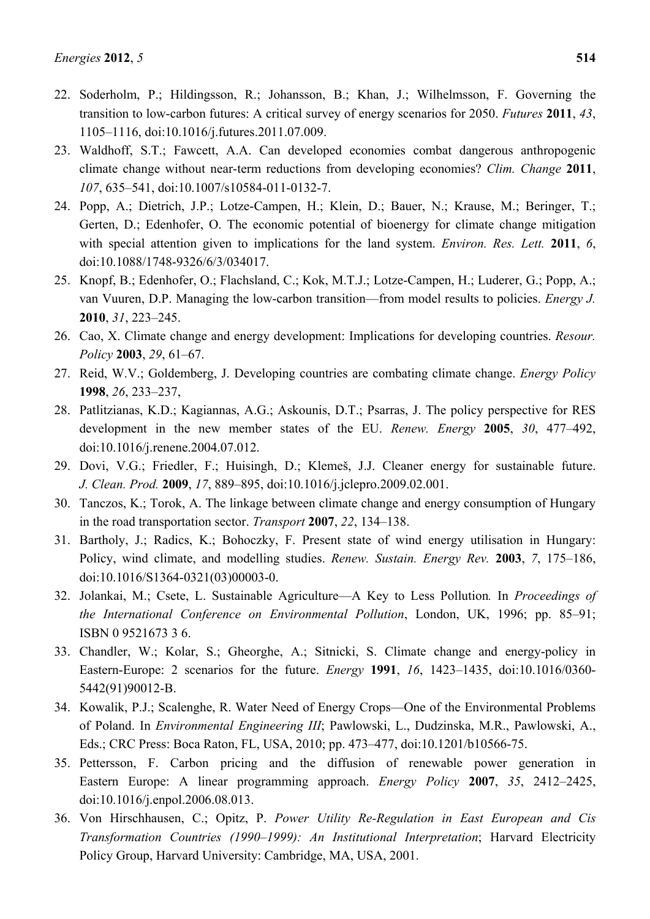22. Soderholm, P.; Hildingsson, R.; Johansson, B.; Khan, J.; Wilhelmsson, F. Governing the transition to low-carbon futures: A critical survey of energy scenarios for 2050. *Futures* **2011**, *43*, 1105–1116, doi:10.1016/j.futures.2011.07.009.
23. Waldhoff, S.T.; Fawcett, A.A. Can developed economies combat dangerous anthropogenic climate change without near-term reductions from developing economies? *Clim. Change* **2011**, *107*, 635–541, doi:10.1007/s10584-011-0132-7.
24. Popp, A.; Dietrich, J.P.; Lotze-Campen, H.; Klein, D.; Bauer, N.; Krause, M.; Beringer, T.; Gerten, D.; Edenhofer, O. The economic potential of bioenergy for climate change mitigation with special attention given to implications for the land system. *Environ. Res. Lett.* **2011**, *6*, doi:10.1088/1748-9326/6/3/034017.
25. Knopf, B.; Edenhofer, O.; Flachsland, C.; Kok, M.T.J.; Lotze-Campen, H.; Luderer, G.; Popp, A.; van Vuuren, D.P. Managing the low-carbon transition—from model results to policies. *Energy J.* **2010**, *31*, 223–245.
26. Cao, X. Climate change and energy development: Implications for developing countries. *Resour. Policy* **2003**, *29*, 61–67.
27. Reid, W.V.; Goldemberg, J. Developing countries are combating climate change. *Energy Policy* **1998**, *26*, 233–237,
28. Patlitzianas, K.D.; Kagiannas, A.G.; Askounis, D.T.; Psarras, J. The policy perspective for RES development in the new member states of the EU. *Renew. Energy* **2005**, *30*, 477–492, doi:10.1016/j.renene.2004.07.012.
29. Dovi, V.G.; Friedler, F.; Huisingh, D.; Klemeš, J.J. Cleaner energy for sustainable future. *J. Clean. Prod.* **2009**, *17*, 889–895, doi:10.1016/j.jclepro.2009.02.001.
30. Tanczos, K.; Torok, A. The linkage between climate change and energy consumption of Hungary in the road transportation sector. *Transport* **2007**, *22*, 134–138.
31. Bartholy, J.; Radics, K.; Bohoczky, F. Present state of wind energy utilisation in Hungary: Policy, wind climate, and modelling studies. *Renew. Sustain. Energy Rev.* **2003**, *7*, 175–186, doi:10.1016/S1364-0321(03)00003-0.
32. Jolankai, M.; Csete, L. Sustainable Agriculture—A Key to Less Pollution. In *Proceedings of the International Conference on Environmental Pollution*, London, UK, 1996; pp. 85–91; ISBN 0 9521673 3 6.
33. Chandler, W.; Kolar, S.; Gheorghe, A.; Sitnicki, S. Climate change and energy-policy in Eastern-Europe: 2 scenarios for the future. *Energy* **1991**, *16*, 1423–1435, doi:10.1016/0360-5442(91)90012-B.
34. Kowalik, P.J.; Scalenghe, R. Water Need of Energy Crops—One of the Environmental Problems of Poland. In *Environmental Engineering III*; Pawlowski, L., Dudzinska, M.R., Pawlowski, A., Eds.; CRC Press: Boca Raton, FL, USA, 2010; pp. 473–477, doi:10.1201/b10566-75.
35. Pettersson, F. Carbon pricing and the diffusion of renewable power generation in Eastern Europe: A linear programming approach. *Energy Policy* **2007**, *35*, 2412–2425, doi:10.1016/j.enpol.2006.08.013.
36. Von Hirschhausen, C.; Opitz, P. *Power Utility Re-Regulation in East European and Cis Transformation Countries (1990–1999): An Institutional Interpretation*; Harvard Electricity Policy Group, Harvard University: Cambridge, MA, USA, 2001.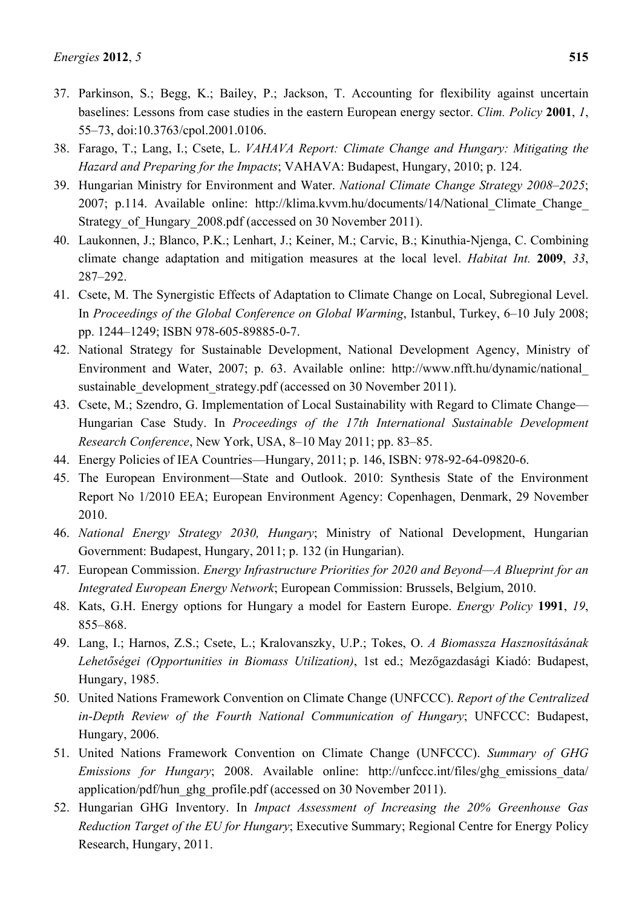37. Parkinson, S.; Begg, K.; Bailey, P.; Jackson, T. Accounting for flexibility against uncertain baselines: Lessons from case studies in the eastern European energy sector. *Clim. Policy* **2001**, *1*, 55–73, doi:10.3763/cpol.2001.0106.
38. Farago, T.; Lang, I.; Csete, L. *VAHAVA Report: Climate Change and Hungary: Mitigating the Hazard and Preparing for the Impacts*; VAHAVA: Budapest, Hungary, 2010; p. 124.
39. Hungarian Ministry for Environment and Water. *National Climate Change Strategy 2008–2025*; 2007; p.114. Available online: http://klima.kvvm.hu/documents/14/National_Climate_Change_Strategy_of_Hungary_2008.pdf (accessed on 30 November 2011).
40. Laukonnen, J.; Blanco, P.K.; Lenhart, J.; Keiner, M.; Carvic, B.; Kinuthia-Njenga, C. Combining climate change adaptation and mitigation measures at the local level. *Habitat Int.* **2009**, *33*, 287–292.
41. Csete, M. The Synergistic Effects of Adaptation to Climate Change on Local, Subregional Level. In *Proceedings of the Global Conference on Global Warming*, Istanbul, Turkey, 6–10 July 2008; pp. 1244–1249; ISBN 978-605-89885-0-7.
42. National Strategy for Sustainable Development, National Development Agency, Ministry of Environment and Water, 2007; p. 63. Available online: http://www.nfft.hu/dynamic/national_sustainable_development_strategy.pdf (accessed on 30 November 2011).
43. Csete, M.; Szendro, G. Implementation of Local Sustainability with Regard to Climate Change—Hungarian Case Study. In *Proceedings of the 17th International Sustainable Development Research Conference*, New York, USA, 8–10 May 2011; pp. 83–85.
44. Energy Policies of IEA Countries—Hungary, 2011; p. 146, ISBN: 978-92-64-09820-6.
45. The European Environment—State and Outlook. 2010: Synthesis State of the Environment Report No 1/2010 EEA; European Environment Agency: Copenhagen, Denmark, 29 November 2010.
46. *National Energy Strategy 2030, Hungary*; Ministry of National Development, Hungarian Government: Budapest, Hungary, 2011; p. 132 (in Hungarian).
47. European Commission. *Energy Infrastructure Priorities for 2020 and Beyond—A Blueprint for an Integrated European Energy Network*; European Commission: Brussels, Belgium, 2010.
48. Kats, G.H. Energy options for Hungary a model for Eastern Europe. *Energy Policy* **1991**, *19*, 855–868.
49. Lang, I.; Harnos, Z.S.; Csete, L.; Kralovanszky, U.P.; Tokes, O. *A Biomassza Hasznosításának Lehetőségei (Opportunities in Biomass Utilization)*, 1st ed.; Mezőgazdasági Kiadó: Budapest, Hungary, 1985.
50. United Nations Framework Convention on Climate Change (UNFCCC). *Report of the Centralized in-Depth Review of the Fourth National Communication of Hungary*; UNFCCC: Budapest, Hungary, 2006.
51. United Nations Framework Convention on Climate Change (UNFCCC). *Summary of GHG Emissions for Hungary*; 2008. Available online: http://unfccc.int/files/ghg_emissions_data/application/pdf/hun_ghg_profile.pdf (accessed on 30 November 2011).
52. Hungarian GHG Inventory. In *Impact Assessment of Increasing the 20% Greenhouse Gas Reduction Target of the EU for Hungary*; Executive Summary; Regional Centre for Energy Policy Research, Hungary, 2011.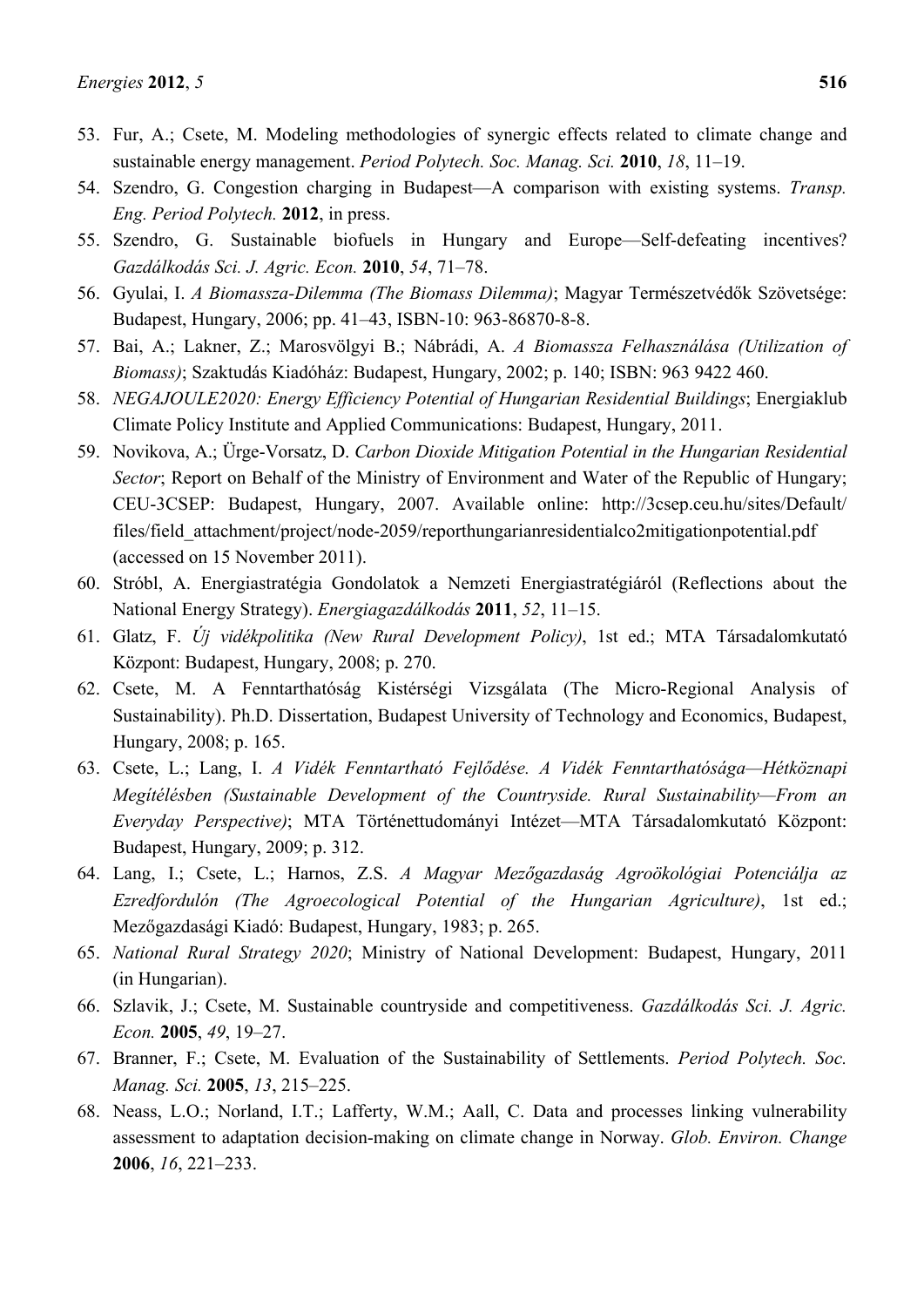53. Fur, A.; Csete, M. Modeling methodologies of synergic effects related to climate change and sustainable energy management. *Period Polytech. Soc. Manag. Sci.* **2010**, *18*, 11–19.
54. Szendro, G. Congestion charging in Budapest—A comparison with existing systems. *Transp. Eng. Period Polytech.* **2012**, in press.
55. Szendro, G. Sustainable biofuels in Hungary and Europe—Self-defeating incentives? *Gazdálkodás Sci. J. Agric. Econ.* **2010**, *54*, 71–78.
56. Gyulai, I. *A Biomassza-Dilemma (The Biomass Dilemma)*; Magyar Természetvédők Szövetsége: Budapest, Hungary, 2006; pp. 41–43, ISBN-10: 963-86870-8-8.
57. Bai, A.; Lakner, Z.; Marosvölgyi B.; Nábrádi, A. *A Biomassza Felhasználása (Utilization of Biomass)*; Szaktudás Kiadóház: Budapest, Hungary, 2002; p. 140; ISBN: 963 9422 460.
58. *NEGAJOULE2020: Energy Efficiency Potential of Hungarian Residential Buildings*; Energiaklub Climate Policy Institute and Applied Communications: Budapest, Hungary, 2011.
59. Novikova, A.; Ürge-Vorsatz, D. *Carbon Dioxide Mitigation Potential in the Hungarian Residential Sector*; Report on Behalf of the Ministry of Environment and Water of the Republic of Hungary; CEU-3CSEP: Budapest, Hungary, 2007. Available online: http://3csep.ceu.hu/sites/Default/files/field_attachment/project/node-2059/reporthungarianresidentialco2mitigationpotential.pdf (accessed on 15 November 2011).
60. Stróbl, A. Energiastratégia Gondolatok a Nemzeti Energiastratégiáról (Reflections about the National Energy Strategy). *Energiagazdálkodás* **2011**, *52*, 11–15.
61. Glatz, F. *Új vidékpolitika (New Rural Development Policy)*, 1st ed.; MTA Társadalomkutató Központ: Budapest, Hungary, 2008; p. 270.
62. Csete, M. A Fenntarthatóság Kistérségi Vizsgálata (The Micro-Regional Analysis of Sustainability). Ph.D. Dissertation, Budapest University of Technology and Economics, Budapest, Hungary, 2008; p. 165.
63. Csete, L.; Lang, I. *A Vidék Fenntartható Fejlődése. A Vidék Fenntarthatósága—Hétköznapi Megítélésben (Sustainable Development of the Countryside. Rural Sustainability—From an Everyday Perspective)*; MTA Történettudományi Intézet—MTA Társadalomkutató Központ: Budapest, Hungary, 2009; p. 312.
64. Lang, I.; Csete, L.; Harnos, Z.S. *A Magyar Mezőgazdaság Agroökológiai Potenciálja az Ezredfordulón (The Agroecological Potential of the Hungarian Agriculture)*, 1st ed.; Mezőgazdasági Kiadó: Budapest, Hungary, 1983; p. 265.
65. *National Rural Strategy 2020*; Ministry of National Development: Budapest, Hungary, 2011 (in Hungarian).
66. Szlavik, J.; Csete, M. Sustainable countryside and competitiveness. *Gazdálkodás Sci. J. Agric. Econ.* **2005**, *49*, 19–27.
67. Branner, F.; Csete, M. Evaluation of the Sustainability of Settlements. *Period Polytech. Soc. Manag. Sci.* **2005**, *13*, 215–225.
68. Neass, L.O.; Norland, I.T.; Lafferty, W.M.; Aall, C. Data and processes linking vulnerability assessment to adaptation decision-making on climate change in Norway. *Glob. Environ. Change* **2006**, *16*, 221–233.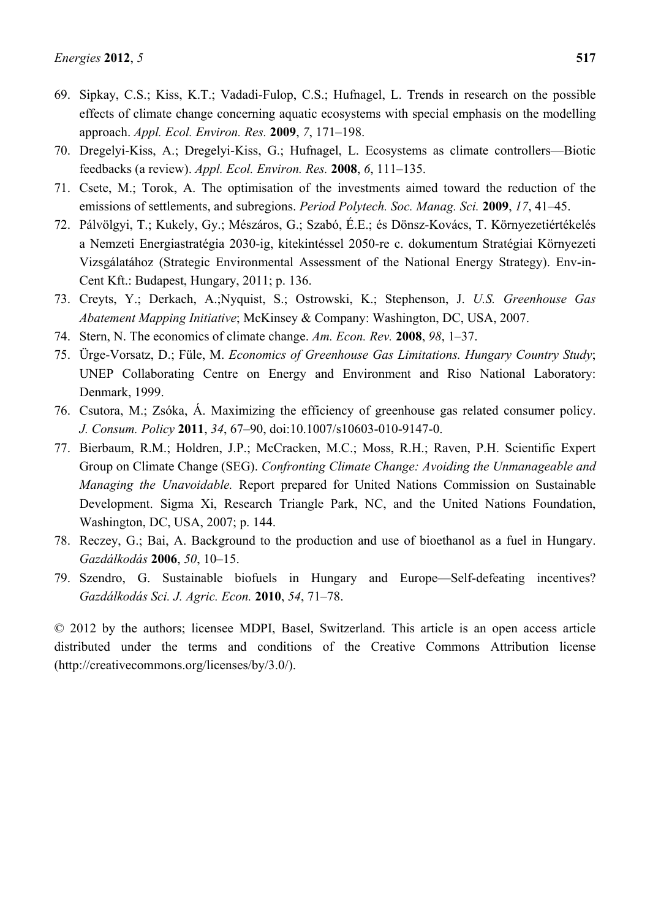69. Sipkay, C.S.; Kiss, K.T.; Vadadi-Fulop, C.S.; Hufnagel, L. Trends in research on the possible effects of climate change concerning aquatic ecosystems with special emphasis on the modelling approach. *Appl. Ecol. Environ. Res.* **2009**, *7*, 171–198.
70. Dregelyi-Kiss, A.; Dregelyi-Kiss, G.; Hufnagel, L. Ecosystems as climate controllers—Biotic feedbacks (a review). *Appl. Ecol. Environ. Res.* **2008**, *6*, 111–135.
71. Csete, M.; Torok, A. The optimisation of the investments aimed toward the reduction of the emissions of settlements, and subregions. *Period Polytech. Soc. Manag. Sci.* **2009**, *17*, 41–45.
72. Pálvölgyi, T.; Kukely, Gy.; Mészáros, G.; Szabó, É.E.; és Dönsz-Kovács, T. Környezetiértékelés a Nemzeti Energiastratégia 2030-ig, kitekintéssel 2050-re c. dokumentum Stratégiai Környezeti Vizsgálatához (Strategic Environmental Assessment of the National Energy Strategy). Env-in-Cent Kft.: Budapest, Hungary, 2011; p. 136.
73. Creyts, Y.; Derkach, A.;Nyquist, S.; Ostrowski, K.; Stephenson, J. *U.S. Greenhouse Gas Abatement Mapping Initiative*; McKinsey & Company: Washington, DC, USA, 2007.
74. Stern, N. The economics of climate change. *Am. Econ. Rev.* **2008**, *98*, 1–37.
75. Ürge-Vorsatz, D.; Füle, M. *Economics of Greenhouse Gas Limitations. Hungary Country Study*; UNEP Collaborating Centre on Energy and Environment and Riso National Laboratory: Denmark, 1999.
76. Csutora, M.; Zsóka, Á. Maximizing the efficiency of greenhouse gas related consumer policy. *J. Consum. Policy* **2011**, *34*, 67–90, doi:10.1007/s10603-010-9147-0.
77. Bierbaum, R.M.; Holdren, J.P.; McCracken, M.C.; Moss, R.H.; Raven, P.H. Scientific Expert Group on Climate Change (SEG). *Confronting Climate Change: Avoiding the Unmanageable and Managing the Unavoidable.* Report prepared for United Nations Commission on Sustainable Development. Sigma Xi, Research Triangle Park, NC, and the United Nations Foundation, Washington, DC, USA, 2007; p. 144.
78. Reczey, G.; Bai, A. Background to the production and use of bioethanol as a fuel in Hungary. *Gazdálkodás* **2006**, *50*, 10–15.
79. Szendro, G. Sustainable biofuels in Hungary and Europe—Self-defeating incentives? *Gazdálkodás Sci. J. Agric. Econ.* **2010**, *54*, 71–78.

© 2012 by the authors; licensee MDPI, Basel, Switzerland. This article is an open access article distributed under the terms and conditions of the Creative Commons Attribution license (http://creativecommons.org/licenses/by/3.0/).